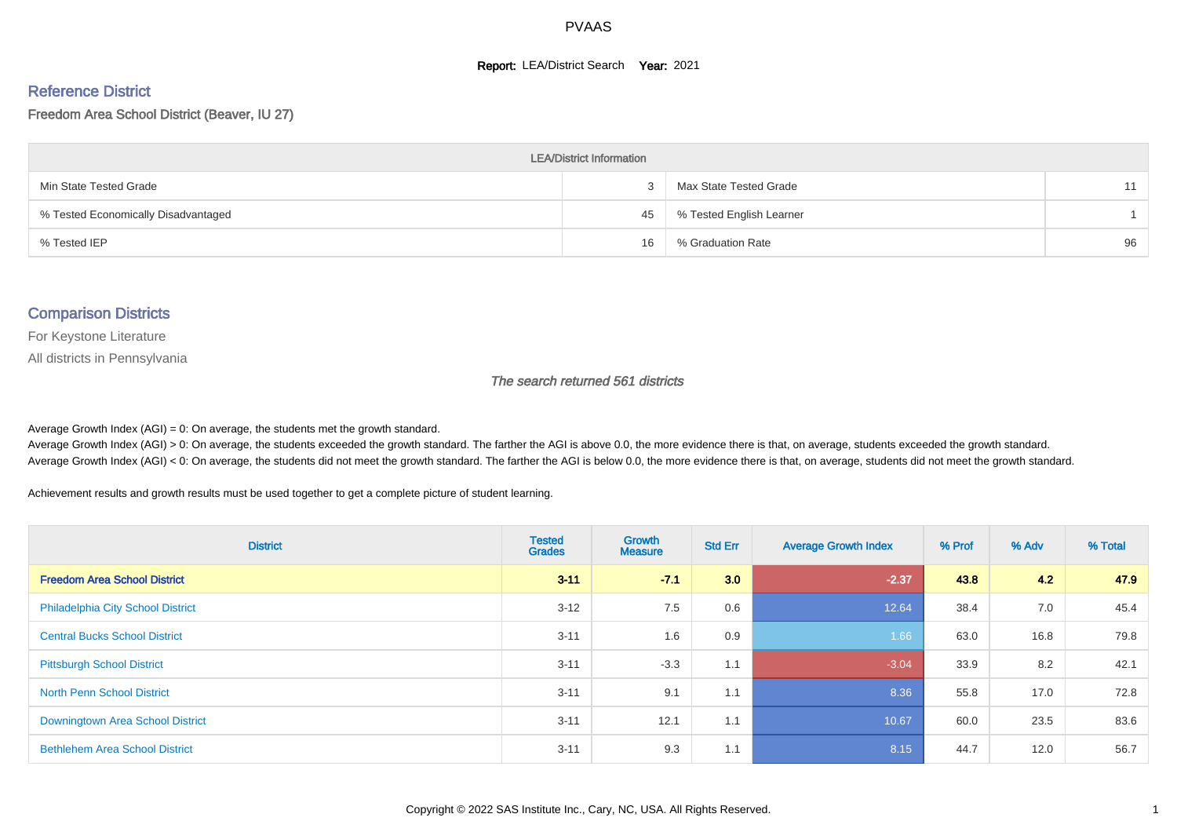# PVAAS

**Report:** LEA/District Search **Year:** 2021

## Reference District

Freedom Area School District (Beaver, IU 27)

| LEA/District Information | | | |
|---|---|---|---|
| Min State Tested Grade | 3 | Max State Tested Grade | 11 |
| % Tested Economically Disadvantaged | 45 | % Tested English Learner | 1 |
| % Tested IEP | 16 | % Graduation Rate | 96 |

## Comparison Districts

For Keystone Literature

All districts in Pennsylvania

*The search returned 561 districts*

Average Growth Index (AGI) = 0: On average, the students met the growth standard.

Average Growth Index (AGI) > 0: On average, the students exceeded the growth standard. The farther the AGI is above 0.0, the more evidence there is that, on average, students exceeded the growth standard.

Average Growth Index (AGI) < 0: On average, the students did not meet the growth standard. The farther the AGI is below 0.0, the more evidence there is that, on average, students did not meet the growth standard.

Achievement results and growth results must be used together to get a complete picture of student learning.

| District | Tested Grades | Growth Measure | Std Err | Average Growth Index | % Prof | % Adv | % Total |
|---|---|---|---|---|---|---|---|
| **Freedom Area School District** | **3-11** | **-7.1** | **3.0** | **-2.37** | **43.8** | **4.2** | **47.9** |
| Philadelphia City School District | 3-12 | 7.5 | 0.6 | 12.64 | 38.4 | 7.0 | 45.4 |
| Central Bucks School District | 3-11 | 1.6 | 0.9 | 1.66 | 63.0 | 16.8 | 79.8 |
| Pittsburgh School District | 3-11 | -3.3 | 1.1 | -3.04 | 33.9 | 8.2 | 42.1 |
| North Penn School District | 3-11 | 9.1 | 1.1 | 8.36 | 55.8 | 17.0 | 72.8 |
| Downingtown Area School District | 3-11 | 12.1 | 1.1 | 10.67 | 60.0 | 23.5 | 83.6 |
| Bethlehem Area School District | 3-11 | 9.3 | 1.1 | 8.15 | 44.7 | 12.0 | 56.7 |

Copyright © 2022 SAS Institute Inc., Cary, NC, USA. All Rights Reserved.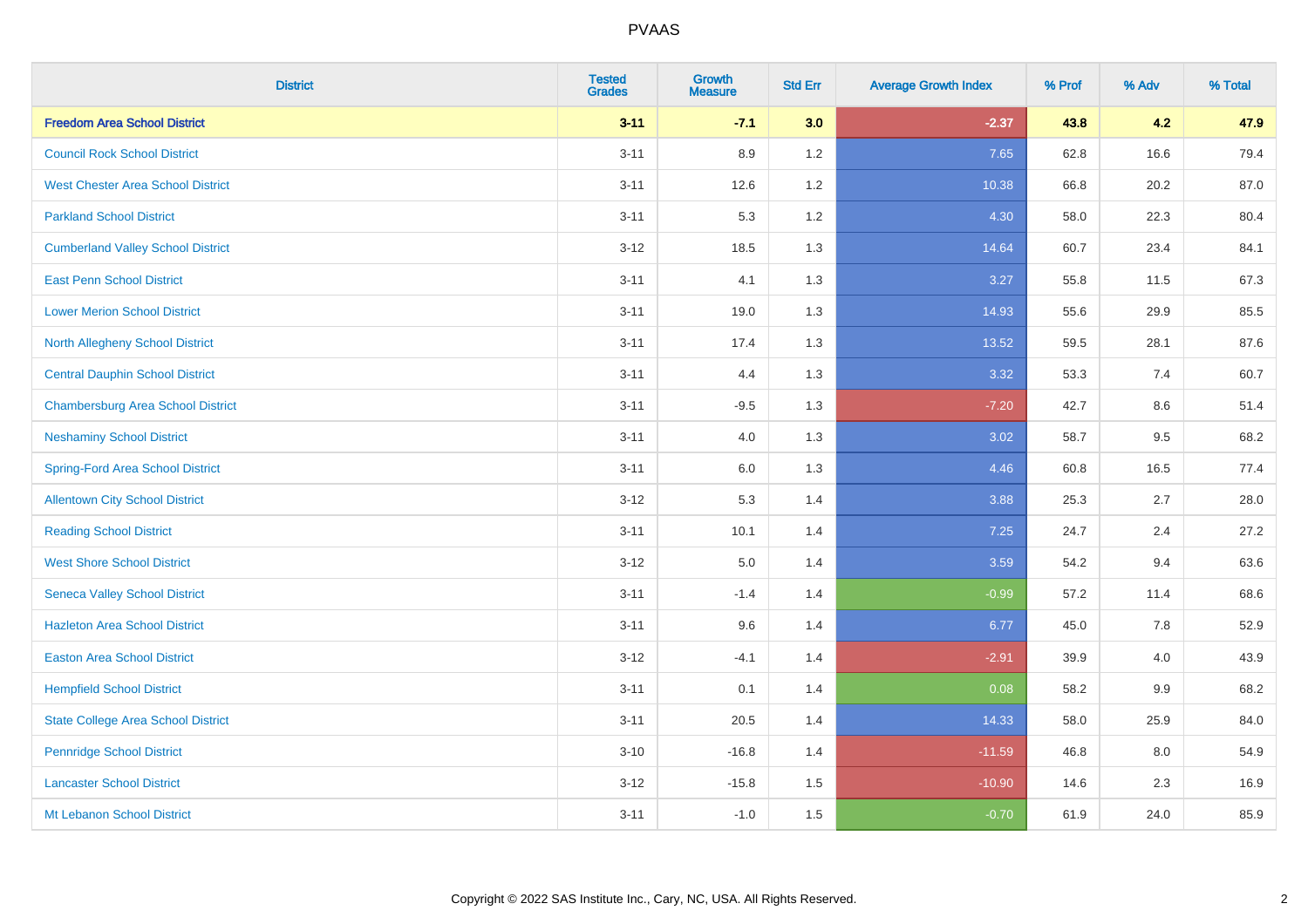| District | Tested Grades | Growth Measure | Std Err | Average Growth Index | % Prof | % Adv | % Total |
|---|---|---|---|---|---|---|---|
| **Freedom Area School District** | **3-11** | **-7.1** | **3.0** | **-2.37** | **43.8** | **4.2** | **47.9** |
| Council Rock School District | 3-11 | 8.9 | 1.2 | 7.65 | 62.8 | 16.6 | 79.4 |
| West Chester Area School District | 3-11 | 12.6 | 1.2 | 10.38 | 66.8 | 20.2 | 87.0 |
| Parkland School District | 3-11 | 5.3 | 1.2 | 4.30 | 58.0 | 22.3 | 80.4 |
| Cumberland Valley School District | 3-12 | 18.5 | 1.3 | 14.64 | 60.7 | 23.4 | 84.1 |
| East Penn School District | 3-11 | 4.1 | 1.3 | 3.27 | 55.8 | 11.5 | 67.3 |
| Lower Merion School District | 3-11 | 19.0 | 1.3 | 14.93 | 55.6 | 29.9 | 85.5 |
| North Allegheny School District | 3-11 | 17.4 | 1.3 | 13.52 | 59.5 | 28.1 | 87.6 |
| Central Dauphin School District | 3-11 | 4.4 | 1.3 | 3.32 | 53.3 | 7.4 | 60.7 |
| Chambersburg Area School District | 3-11 | -9.5 | 1.3 | -7.20 | 42.7 | 8.6 | 51.4 |
| Neshaminy School District | 3-11 | 4.0 | 1.3 | 3.02 | 58.7 | 9.5 | 68.2 |
| Spring-Ford Area School District | 3-11 | 6.0 | 1.3 | 4.46 | 60.8 | 16.5 | 77.4 |
| Allentown City School District | 3-12 | 5.3 | 1.4 | 3.88 | 25.3 | 2.7 | 28.0 |
| Reading School District | 3-11 | 10.1 | 1.4 | 7.25 | 24.7 | 2.4 | 27.2 |
| West Shore School District | 3-12 | 5.0 | 1.4 | 3.59 | 54.2 | 9.4 | 63.6 |
| Seneca Valley School District | 3-11 | -1.4 | 1.4 | -0.99 | 57.2 | 11.4 | 68.6 |
| Hazleton Area School District | 3-11 | 9.6 | 1.4 | 6.77 | 45.0 | 7.8 | 52.9 |
| Easton Area School District | 3-12 | -4.1 | 1.4 | -2.91 | 39.9 | 4.0 | 43.9 |
| Hempfield School District | 3-11 | 0.1 | 1.4 | 0.08 | 58.2 | 9.9 | 68.2 |
| State College Area School District | 3-11 | 20.5 | 1.4 | 14.33 | 58.0 | 25.9 | 84.0 |
| Pennridge School District | 3-10 | -16.8 | 1.4 | -11.59 | 46.8 | 8.0 | 54.9 |
| Lancaster School District | 3-12 | -15.8 | 1.5 | -10.90 | 14.6 | 2.3 | 16.9 |
| Mt Lebanon School District | 3-11 | -1.0 | 1.5 | -0.70 | 61.9 | 24.0 | 85.9 |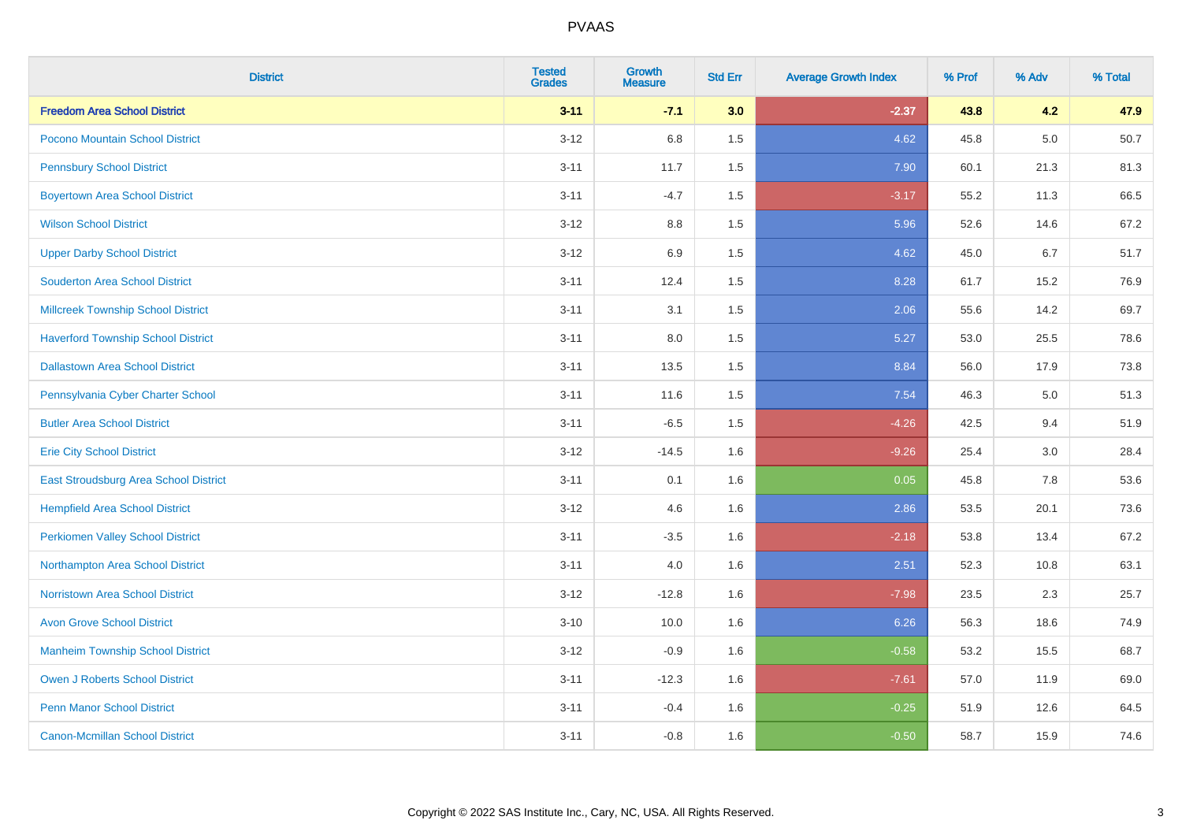# PVAAS

| District | Tested Grades | Growth Measure | Std Err | Average Growth Index | % Prof | % Adv | % Total |
|---|---|---|---|---|---|---|---|
| **Freedom Area School District** | **3-11** | **-7.1** | **3.0** | **-2.37** | **43.8** | **4.2** | **47.9** |
| Pocono Mountain School District | 3-12 | 6.8 | 1.5 | 4.62 | 45.8 | 5.0 | 50.7 |
| Pennsbury School District | 3-11 | 11.7 | 1.5 | 7.90 | 60.1 | 21.3 | 81.3 |
| Boyertown Area School District | 3-11 | -4.7 | 1.5 | -3.17 | 55.2 | 11.3 | 66.5 |
| Wilson School District | 3-12 | 8.8 | 1.5 | 5.96 | 52.6 | 14.6 | 67.2 |
| Upper Darby School District | 3-12 | 6.9 | 1.5 | 4.62 | 45.0 | 6.7 | 51.7 |
| Souderton Area School District | 3-11 | 12.4 | 1.5 | 8.28 | 61.7 | 15.2 | 76.9 |
| Millcreek Township School District | 3-11 | 3.1 | 1.5 | 2.06 | 55.6 | 14.2 | 69.7 |
| Haverford Township School District | 3-11 | 8.0 | 1.5 | 5.27 | 53.0 | 25.5 | 78.6 |
| Dallastown Area School District | 3-11 | 13.5 | 1.5 | 8.84 | 56.0 | 17.9 | 73.8 |
| Pennsylvania Cyber Charter School | 3-11 | 11.6 | 1.5 | 7.54 | 46.3 | 5.0 | 51.3 |
| Butler Area School District | 3-11 | -6.5 | 1.5 | -4.26 | 42.5 | 9.4 | 51.9 |
| Erie City School District | 3-12 | -14.5 | 1.6 | -9.26 | 25.4 | 3.0 | 28.4 |
| East Stroudsburg Area School District | 3-11 | 0.1 | 1.6 | 0.05 | 45.8 | 7.8 | 53.6 |
| Hempfield Area School District | 3-12 | 4.6 | 1.6 | 2.86 | 53.5 | 20.1 | 73.6 |
| Perkiomen Valley School District | 3-11 | -3.5 | 1.6 | -2.18 | 53.8 | 13.4 | 67.2 |
| Northampton Area School District | 3-11 | 4.0 | 1.6 | 2.51 | 52.3 | 10.8 | 63.1 |
| Norristown Area School District | 3-12 | -12.8 | 1.6 | -7.98 | 23.5 | 2.3 | 25.7 |
| Avon Grove School District | 3-10 | 10.0 | 1.6 | 6.26 | 56.3 | 18.6 | 74.9 |
| Manheim Township School District | 3-12 | -0.9 | 1.6 | -0.58 | 53.2 | 15.5 | 68.7 |
| Owen J Roberts School District | 3-11 | -12.3 | 1.6 | -7.61 | 57.0 | 11.9 | 69.0 |
| Penn Manor School District | 3-11 | -0.4 | 1.6 | -0.25 | 51.9 | 12.6 | 64.5 |
| Canon-Mcmillan School District | 3-11 | -0.8 | 1.6 | -0.50 | 58.7 | 15.9 | 74.6 |

Copyright © 2022 SAS Institute Inc., Cary, NC, USA. All Rights Reserved.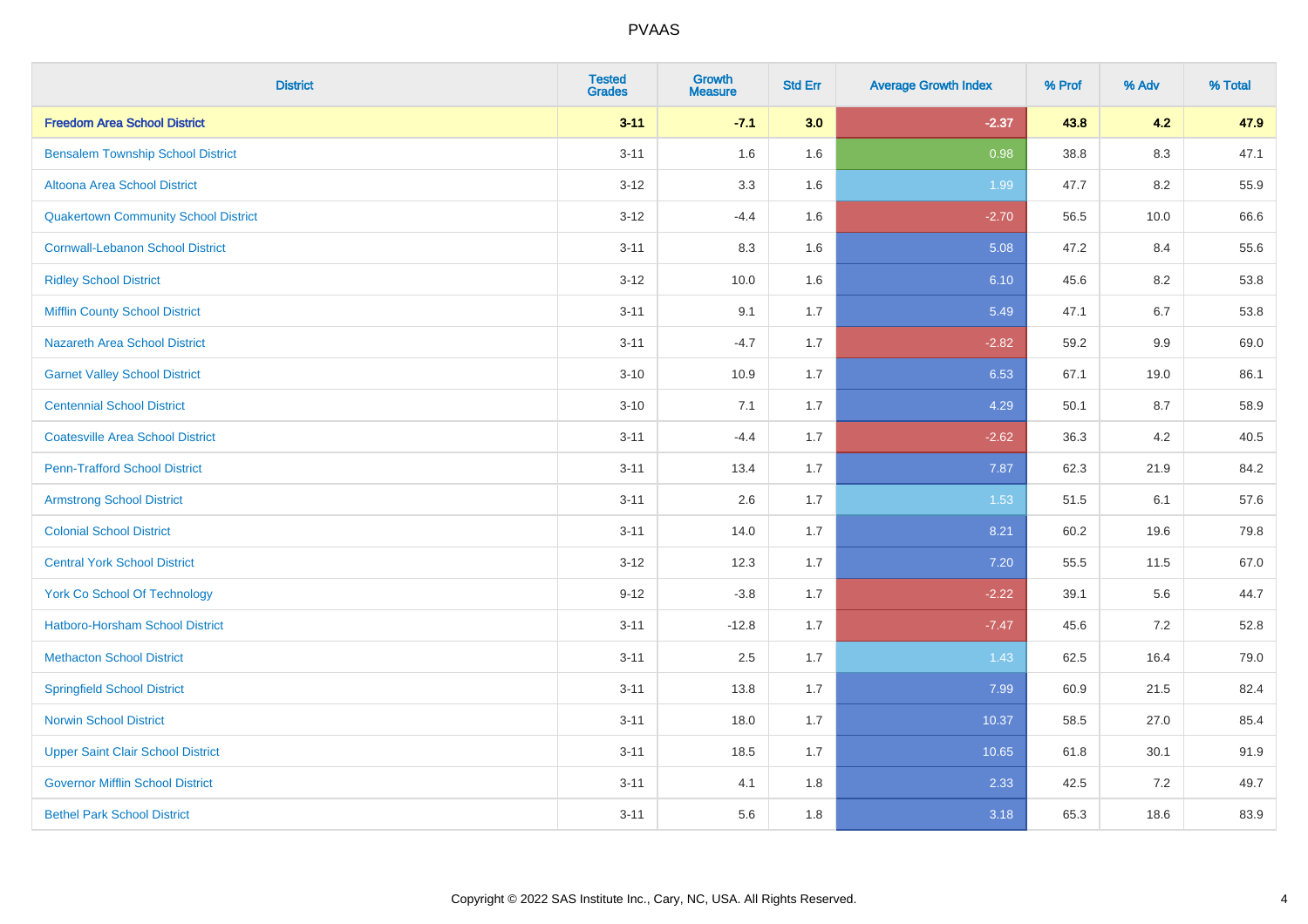# PVAAS

| District | Tested Grades | Growth Measure | Std Err | Average Growth Index | % Prof | % Adv | % Total |
|---|---|---|---|---|---|---|---|
| **Freedom Area School District** | **3-11** | **-7.1** | **3.0** | **-2.37** | **43.8** | **4.2** | **47.9** |
| Bensalem Township School District | 3-11 | 1.6 | 1.6 | 0.98 | 38.8 | 8.3 | 47.1 |
| Altoona Area School District | 3-12 | 3.3 | 1.6 | 1.99 | 47.7 | 8.2 | 55.9 |
| Quakertown Community School District | 3-12 | -4.4 | 1.6 | -2.70 | 56.5 | 10.0 | 66.6 |
| Cornwall-Lebanon School District | 3-11 | 8.3 | 1.6 | 5.08 | 47.2 | 8.4 | 55.6 |
| Ridley School District | 3-12 | 10.0 | 1.6 | 6.10 | 45.6 | 8.2 | 53.8 |
| Mifflin County School District | 3-11 | 9.1 | 1.7 | 5.49 | 47.1 | 6.7 | 53.8 |
| Nazareth Area School District | 3-11 | -4.7 | 1.7 | -2.82 | 59.2 | 9.9 | 69.0 |
| Garnet Valley School District | 3-10 | 10.9 | 1.7 | 6.53 | 67.1 | 19.0 | 86.1 |
| Centennial School District | 3-10 | 7.1 | 1.7 | 4.29 | 50.1 | 8.7 | 58.9 |
| Coatesville Area School District | 3-11 | -4.4 | 1.7 | -2.62 | 36.3 | 4.2 | 40.5 |
| Penn-Trafford School District | 3-11 | 13.4 | 1.7 | 7.87 | 62.3 | 21.9 | 84.2 |
| Armstrong School District | 3-11 | 2.6 | 1.7 | 1.53 | 51.5 | 6.1 | 57.6 |
| Colonial School District | 3-11 | 14.0 | 1.7 | 8.21 | 60.2 | 19.6 | 79.8 |
| Central York School District | 3-12 | 12.3 | 1.7 | 7.20 | 55.5 | 11.5 | 67.0 |
| York Co School Of Technology | 9-12 | -3.8 | 1.7 | -2.22 | 39.1 | 5.6 | 44.7 |
| Hatboro-Horsham School District | 3-11 | -12.8 | 1.7 | -7.47 | 45.6 | 7.2 | 52.8 |
| Methacton School District | 3-11 | 2.5 | 1.7 | 1.43 | 62.5 | 16.4 | 79.0 |
| Springfield School District | 3-11 | 13.8 | 1.7 | 7.99 | 60.9 | 21.5 | 82.4 |
| Norwin School District | 3-11 | 18.0 | 1.7 | 10.37 | 58.5 | 27.0 | 85.4 |
| Upper Saint Clair School District | 3-11 | 18.5 | 1.7 | 10.65 | 61.8 | 30.1 | 91.9 |
| Governor Mifflin School District | 3-11 | 4.1 | 1.8 | 2.33 | 42.5 | 7.2 | 49.7 |
| Bethel Park School District | 3-11 | 5.6 | 1.8 | 3.18 | 65.3 | 18.6 | 83.9 |

Copyright © 2022 SAS Institute Inc., Cary, NC, USA. All Rights Reserved.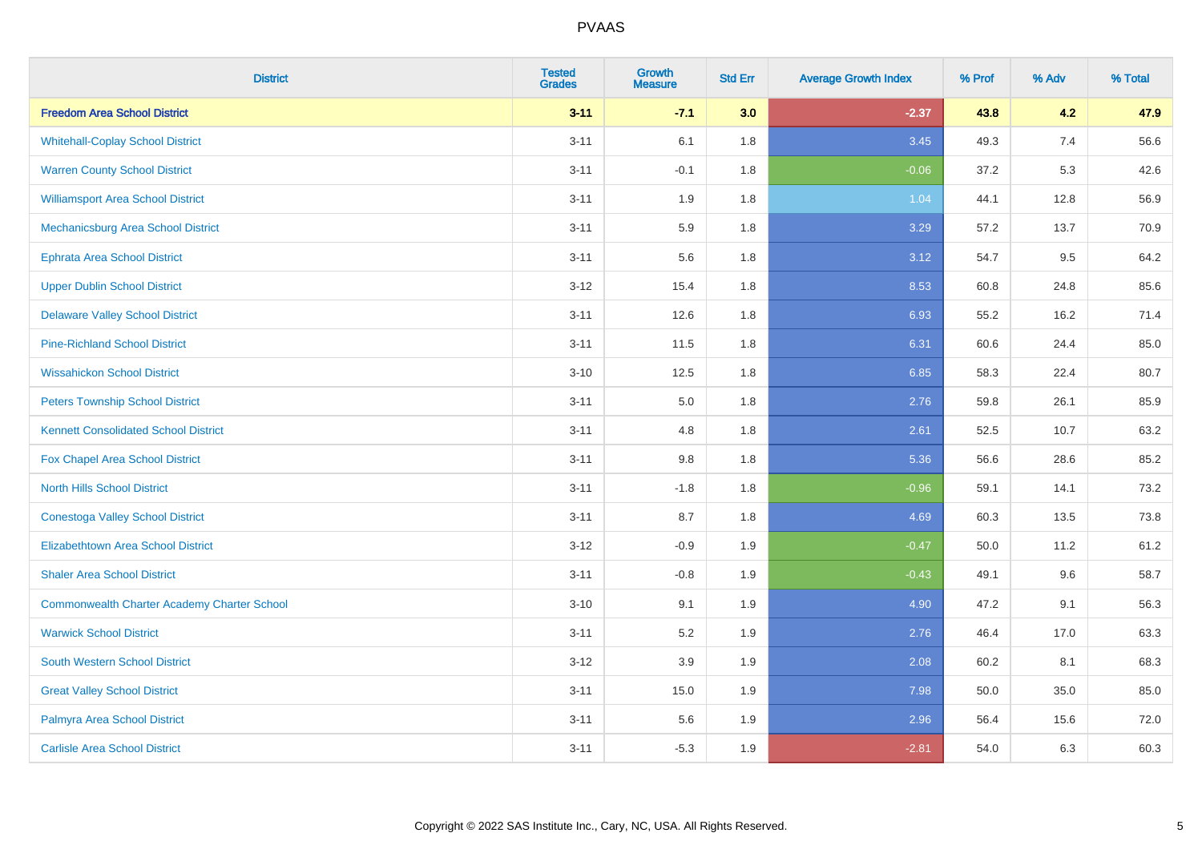| District | Tested Grades | Growth Measure | Std Err | Average Growth Index | % Prof | % Adv | % Total |
|---|---|---|---|---|---|---|---|
| **Freedom Area School District** | **3-11** | **-7.1** | **3.0** | **-2.37** | **43.8** | **4.2** | **47.9** |
| Whitehall-Coplay School District | 3-11 | 6.1 | 1.8 | 3.45 | 49.3 | 7.4 | 56.6 |
| Warren County School District | 3-11 | -0.1 | 1.8 | -0.06 | 37.2 | 5.3 | 42.6 |
| Williamsport Area School District | 3-11 | 1.9 | 1.8 | 1.04 | 44.1 | 12.8 | 56.9 |
| Mechanicsburg Area School District | 3-11 | 5.9 | 1.8 | 3.29 | 57.2 | 13.7 | 70.9 |
| Ephrata Area School District | 3-11 | 5.6 | 1.8 | 3.12 | 54.7 | 9.5 | 64.2 |
| Upper Dublin School District | 3-12 | 15.4 | 1.8 | 8.53 | 60.8 | 24.8 | 85.6 |
| Delaware Valley School District | 3-11 | 12.6 | 1.8 | 6.93 | 55.2 | 16.2 | 71.4 |
| Pine-Richland School District | 3-11 | 11.5 | 1.8 | 6.31 | 60.6 | 24.4 | 85.0 |
| Wissahickon School District | 3-10 | 12.5 | 1.8 | 6.85 | 58.3 | 22.4 | 80.7 |
| Peters Township School District | 3-11 | 5.0 | 1.8 | 2.76 | 59.8 | 26.1 | 85.9 |
| Kennett Consolidated School District | 3-11 | 4.8 | 1.8 | 2.61 | 52.5 | 10.7 | 63.2 |
| Fox Chapel Area School District | 3-11 | 9.8 | 1.8 | 5.36 | 56.6 | 28.6 | 85.2 |
| North Hills School District | 3-11 | -1.8 | 1.8 | -0.96 | 59.1 | 14.1 | 73.2 |
| Conestoga Valley School District | 3-11 | 8.7 | 1.8 | 4.69 | 60.3 | 13.5 | 73.8 |
| Elizabethtown Area School District | 3-12 | -0.9 | 1.9 | -0.47 | 50.0 | 11.2 | 61.2 |
| Shaler Area School District | 3-11 | -0.8 | 1.9 | -0.43 | 49.1 | 9.6 | 58.7 |
| Commonwealth Charter Academy Charter School | 3-10 | 9.1 | 1.9 | 4.90 | 47.2 | 9.1 | 56.3 |
| Warwick School District | 3-11 | 5.2 | 1.9 | 2.76 | 46.4 | 17.0 | 63.3 |
| South Western School District | 3-12 | 3.9 | 1.9 | 2.08 | 60.2 | 8.1 | 68.3 |
| Great Valley School District | 3-11 | 15.0 | 1.9 | 7.98 | 50.0 | 35.0 | 85.0 |
| Palmyra Area School District | 3-11 | 5.6 | 1.9 | 2.96 | 56.4 | 15.6 | 72.0 |
| Carlisle Area School District | 3-11 | -5.3 | 1.9 | -2.81 | 54.0 | 6.3 | 60.3 |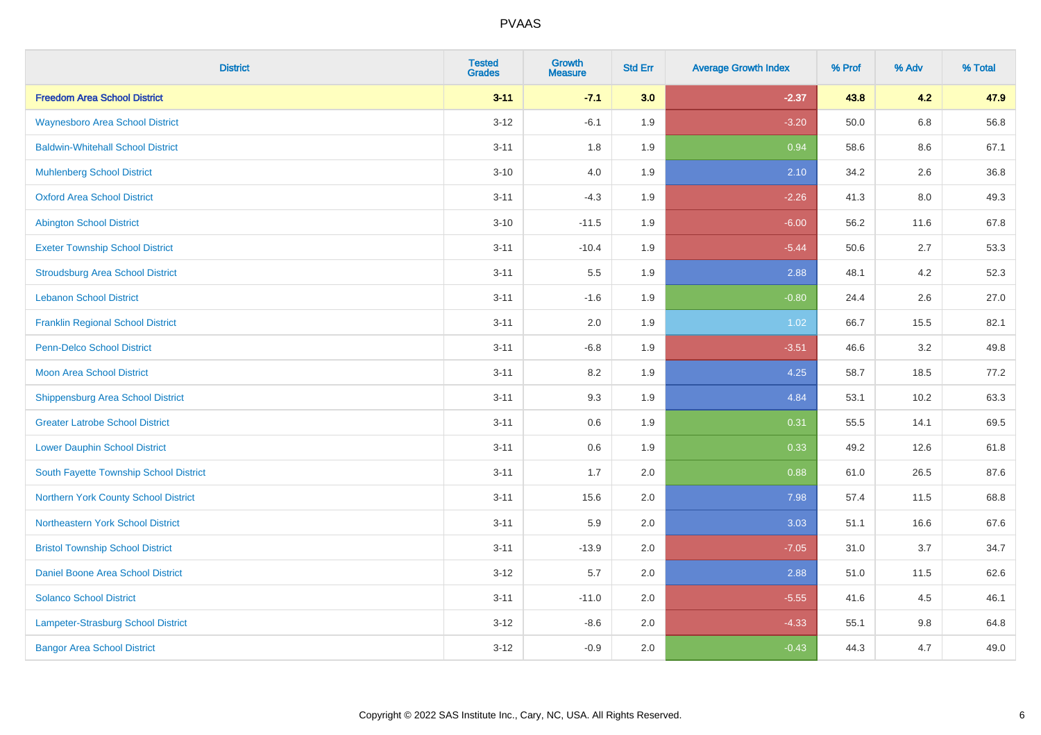| District | Tested Grades | Growth Measure | Std Err | Average Growth Index | % Prof | % Adv | % Total |
|---|---|---|---|---|---|---|---|
| **Freedom Area School District** | **3-11** | **-7.1** | **3.0** | **-2.37** | **43.8** | **4.2** | **47.9** |
| Waynesboro Area School District | 3-12 | -6.1 | 1.9 | -3.20 | 50.0 | 6.8 | 56.8 |
| Baldwin-Whitehall School District | 3-11 | 1.8 | 1.9 | 0.94 | 58.6 | 8.6 | 67.1 |
| Muhlenberg School District | 3-10 | 4.0 | 1.9 | 2.10 | 34.2 | 2.6 | 36.8 |
| Oxford Area School District | 3-11 | -4.3 | 1.9 | -2.26 | 41.3 | 8.0 | 49.3 |
| Abington School District | 3-10 | -11.5 | 1.9 | -6.00 | 56.2 | 11.6 | 67.8 |
| Exeter Township School District | 3-11 | -10.4 | 1.9 | -5.44 | 50.6 | 2.7 | 53.3 |
| Stroudsburg Area School District | 3-11 | 5.5 | 1.9 | 2.88 | 48.1 | 4.2 | 52.3 |
| Lebanon School District | 3-11 | -1.6 | 1.9 | -0.80 | 24.4 | 2.6 | 27.0 |
| Franklin Regional School District | 3-11 | 2.0 | 1.9 | 1.02 | 66.7 | 15.5 | 82.1 |
| Penn-Delco School District | 3-11 | -6.8 | 1.9 | -3.51 | 46.6 | 3.2 | 49.8 |
| Moon Area School District | 3-11 | 8.2 | 1.9 | 4.25 | 58.7 | 18.5 | 77.2 |
| Shippensburg Area School District | 3-11 | 9.3 | 1.9 | 4.84 | 53.1 | 10.2 | 63.3 |
| Greater Latrobe School District | 3-11 | 0.6 | 1.9 | 0.31 | 55.5 | 14.1 | 69.5 |
| Lower Dauphin School District | 3-11 | 0.6 | 1.9 | 0.33 | 49.2 | 12.6 | 61.8 |
| South Fayette Township School District | 3-11 | 1.7 | 2.0 | 0.88 | 61.0 | 26.5 | 87.6 |
| Northern York County School District | 3-11 | 15.6 | 2.0 | 7.98 | 57.4 | 11.5 | 68.8 |
| Northeastern York School District | 3-11 | 5.9 | 2.0 | 3.03 | 51.1 | 16.6 | 67.6 |
| Bristol Township School District | 3-11 | -13.9 | 2.0 | -7.05 | 31.0 | 3.7 | 34.7 |
| Daniel Boone Area School District | 3-12 | 5.7 | 2.0 | 2.88 | 51.0 | 11.5 | 62.6 |
| Solanco School District | 3-11 | -11.0 | 2.0 | -5.55 | 41.6 | 4.5 | 46.1 |
| Lampeter-Strasburg School District | 3-12 | -8.6 | 2.0 | -4.33 | 55.1 | 9.8 | 64.8 |
| Bangor Area School District | 3-12 | -0.9 | 2.0 | -0.43 | 44.3 | 4.7 | 49.0 |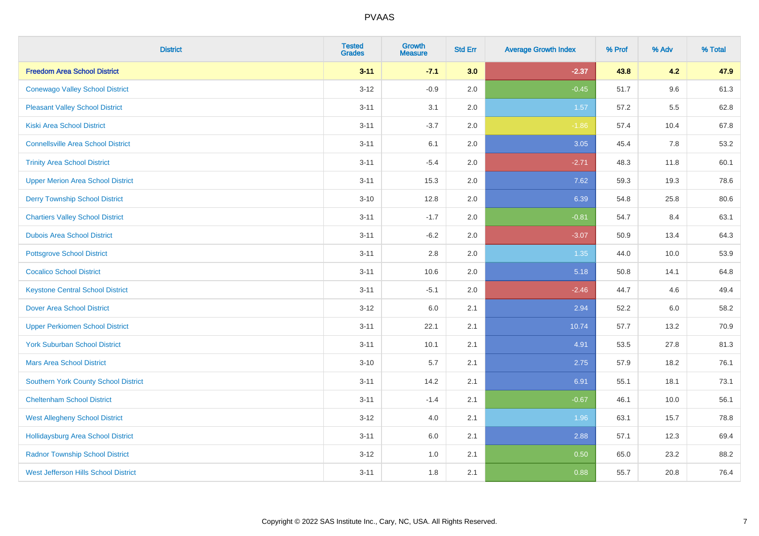PVAAS

| District | Tested Grades | Growth Measure | Std Err | Average Growth Index | % Prof | % Adv | % Total |
|---|---|---|---|---|---|---|---|
| **Freedom Area School District** | **3-11** | **-7.1** | **3.0** | **-2.37** | **43.8** | **4.2** | **47.9** |
| Conewago Valley School District | 3-12 | -0.9 | 2.0 | -0.45 | 51.7 | 9.6 | 61.3 |
| Pleasant Valley School District | 3-11 | 3.1 | 2.0 | 1.57 | 57.2 | 5.5 | 62.8 |
| Kiski Area School District | 3-11 | -3.7 | 2.0 | -1.86 | 57.4 | 10.4 | 67.8 |
| Connellsville Area School District | 3-11 | 6.1 | 2.0 | 3.05 | 45.4 | 7.8 | 53.2 |
| Trinity Area School District | 3-11 | -5.4 | 2.0 | -2.71 | 48.3 | 11.8 | 60.1 |
| Upper Merion Area School District | 3-11 | 15.3 | 2.0 | 7.62 | 59.3 | 19.3 | 78.6 |
| Derry Township School District | 3-10 | 12.8 | 2.0 | 6.39 | 54.8 | 25.8 | 80.6 |
| Chartiers Valley School District | 3-11 | -1.7 | 2.0 | -0.81 | 54.7 | 8.4 | 63.1 |
| Dubois Area School District | 3-11 | -6.2 | 2.0 | -3.07 | 50.9 | 13.4 | 64.3 |
| Pottsgrove School District | 3-11 | 2.8 | 2.0 | 1.35 | 44.0 | 10.0 | 53.9 |
| Cocalico School District | 3-11 | 10.6 | 2.0 | 5.18 | 50.8 | 14.1 | 64.8 |
| Keystone Central School District | 3-11 | -5.1 | 2.0 | -2.46 | 44.7 | 4.6 | 49.4 |
| Dover Area School District | 3-12 | 6.0 | 2.1 | 2.94 | 52.2 | 6.0 | 58.2 |
| Upper Perkiomen School District | 3-11 | 22.1 | 2.1 | 10.74 | 57.7 | 13.2 | 70.9 |
| York Suburban School District | 3-11 | 10.1 | 2.1 | 4.91 | 53.5 | 27.8 | 81.3 |
| Mars Area School District | 3-10 | 5.7 | 2.1 | 2.75 | 57.9 | 18.2 | 76.1 |
| Southern York County School District | 3-11 | 14.2 | 2.1 | 6.91 | 55.1 | 18.1 | 73.1 |
| Cheltenham School District | 3-11 | -1.4 | 2.1 | -0.67 | 46.1 | 10.0 | 56.1 |
| West Allegheny School District | 3-12 | 4.0 | 2.1 | 1.96 | 63.1 | 15.7 | 78.8 |
| Hollidaysburg Area School District | 3-11 | 6.0 | 2.1 | 2.88 | 57.1 | 12.3 | 69.4 |
| Radnor Township School District | 3-12 | 1.0 | 2.1 | 0.50 | 65.0 | 23.2 | 88.2 |
| West Jefferson Hills School District | 3-11 | 1.8 | 2.1 | 0.88 | 55.7 | 20.8 | 76.4 |

Copyright © 2022 SAS Institute Inc., Cary, NC, USA. All Rights Reserved.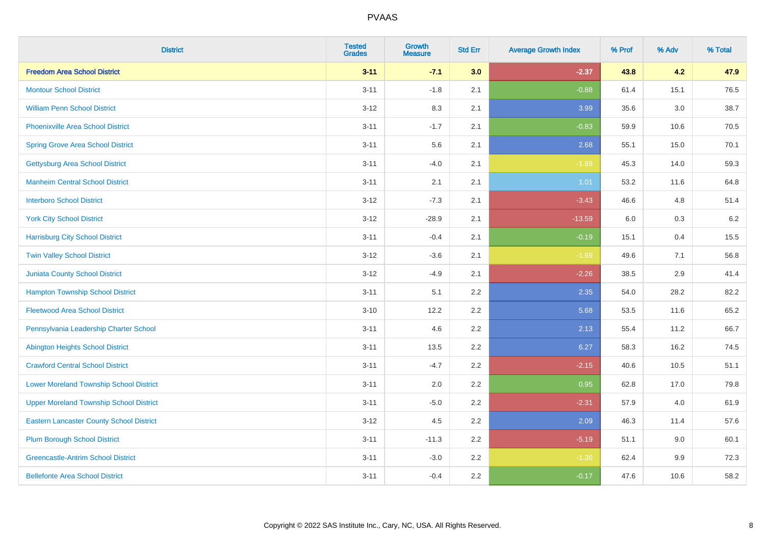# PVAAS

| District | Tested Grades | Growth Measure | Std Err | Average Growth Index | % Prof | % Adv | % Total |
|---|---|---|---|---|---|---|---|
| **Freedom Area School District** | **3-11** | **-7.1** | **3.0** | **-2.37** | **43.8** | **4.2** | **47.9** |
| Montour School District | 3-11 | -1.8 | 2.1 | -0.88 | 61.4 | 15.1 | 76.5 |
| William Penn School District | 3-12 | 8.3 | 2.1 | 3.99 | 35.6 | 3.0 | 38.7 |
| Phoenixville Area School District | 3-11 | -1.7 | 2.1 | -0.83 | 59.9 | 10.6 | 70.5 |
| Spring Grove Area School District | 3-11 | 5.6 | 2.1 | 2.68 | 55.1 | 15.0 | 70.1 |
| Gettysburg Area School District | 3-11 | -4.0 | 2.1 | -1.89 | 45.3 | 14.0 | 59.3 |
| Manheim Central School District | 3-11 | 2.1 | 2.1 | 1.01 | 53.2 | 11.6 | 64.8 |
| Interboro School District | 3-12 | -7.3 | 2.1 | -3.43 | 46.6 | 4.8 | 51.4 |
| York City School District | 3-12 | -28.9 | 2.1 | -13.59 | 6.0 | 0.3 | 6.2 |
| Harrisburg City School District | 3-11 | -0.4 | 2.1 | -0.19 | 15.1 | 0.4 | 15.5 |
| Twin Valley School District | 3-12 | -3.6 | 2.1 | -1.69 | 49.6 | 7.1 | 56.8 |
| Juniata County School District | 3-12 | -4.9 | 2.1 | -2.26 | 38.5 | 2.9 | 41.4 |
| Hampton Township School District | 3-11 | 5.1 | 2.2 | 2.35 | 54.0 | 28.2 | 82.2 |
| Fleetwood Area School District | 3-10 | 12.2 | 2.2 | 5.68 | 53.5 | 11.6 | 65.2 |
| Pennsylvania Leadership Charter School | 3-11 | 4.6 | 2.2 | 2.13 | 55.4 | 11.2 | 66.7 |
| Abington Heights School District | 3-11 | 13.5 | 2.2 | 6.27 | 58.3 | 16.2 | 74.5 |
| Crawford Central School District | 3-11 | -4.7 | 2.2 | -2.15 | 40.6 | 10.5 | 51.1 |
| Lower Moreland Township School District | 3-11 | 2.0 | 2.2 | 0.95 | 62.8 | 17.0 | 79.8 |
| Upper Moreland Township School District | 3-11 | -5.0 | 2.2 | -2.31 | 57.9 | 4.0 | 61.9 |
| Eastern Lancaster County School District | 3-12 | 4.5 | 2.2 | 2.09 | 46.3 | 11.4 | 57.6 |
| Plum Borough School District | 3-11 | -11.3 | 2.2 | -5.19 | 51.1 | 9.0 | 60.1 |
| Greencastle-Antrim School District | 3-11 | -3.0 | 2.2 | -1.36 | 62.4 | 9.9 | 72.3 |
| Bellefonte Area School District | 3-11 | -0.4 | 2.2 | -0.17 | 47.6 | 10.6 | 58.2 |

Copyright © 2022 SAS Institute Inc., Cary, NC, USA. All Rights Reserved.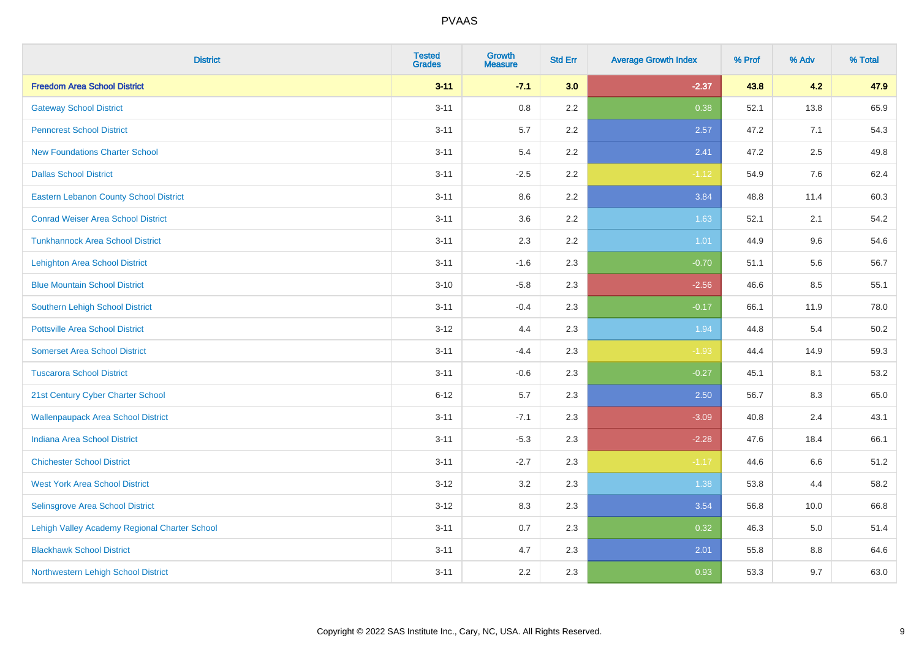# PVAAS

| District | Tested Grades | Growth Measure | Std Err | Average Growth Index | % Prof | % Adv | % Total |
|---|---|---|---|---|---|---|---|
| **Freedom Area School District** | **3-11** | **-7.1** | **3.0** | **-2.37** | **43.8** | **4.2** | **47.9** |
| Gateway School District | 3-11 | 0.8 | 2.2 | 0.38 | 52.1 | 13.8 | 65.9 |
| Penncrest School District | 3-11 | 5.7 | 2.2 | 2.57 | 47.2 | 7.1 | 54.3 |
| New Foundations Charter School | 3-11 | 5.4 | 2.2 | 2.41 | 47.2 | 2.5 | 49.8 |
| Dallas School District | 3-11 | -2.5 | 2.2 | -1.12 | 54.9 | 7.6 | 62.4 |
| Eastern Lebanon County School District | 3-11 | 8.6 | 2.2 | 3.84 | 48.8 | 11.4 | 60.3 |
| Conrad Weiser Area School District | 3-11 | 3.6 | 2.2 | 1.63 | 52.1 | 2.1 | 54.2 |
| Tunkhannock Area School District | 3-11 | 2.3 | 2.2 | 1.01 | 44.9 | 9.6 | 54.6 |
| Lehighton Area School District | 3-11 | -1.6 | 2.3 | -0.70 | 51.1 | 5.6 | 56.7 |
| Blue Mountain School District | 3-10 | -5.8 | 2.3 | -2.56 | 46.6 | 8.5 | 55.1 |
| Southern Lehigh School District | 3-11 | -0.4 | 2.3 | -0.17 | 66.1 | 11.9 | 78.0 |
| Pottsville Area School District | 3-12 | 4.4 | 2.3 | 1.94 | 44.8 | 5.4 | 50.2 |
| Somerset Area School District | 3-11 | -4.4 | 2.3 | -1.93 | 44.4 | 14.9 | 59.3 |
| Tuscarora School District | 3-11 | -0.6 | 2.3 | -0.27 | 45.1 | 8.1 | 53.2 |
| 21st Century Cyber Charter School | 6-12 | 5.7 | 2.3 | 2.50 | 56.7 | 8.3 | 65.0 |
| Wallenpaupack Area School District | 3-11 | -7.1 | 2.3 | -3.09 | 40.8 | 2.4 | 43.1 |
| Indiana Area School District | 3-11 | -5.3 | 2.3 | -2.28 | 47.6 | 18.4 | 66.1 |
| Chichester School District | 3-11 | -2.7 | 2.3 | -1.17 | 44.6 | 6.6 | 51.2 |
| West York Area School District | 3-12 | 3.2 | 2.3 | 1.38 | 53.8 | 4.4 | 58.2 |
| Selinsgrove Area School District | 3-12 | 8.3 | 2.3 | 3.54 | 56.8 | 10.0 | 66.8 |
| Lehigh Valley Academy Regional Charter School | 3-11 | 0.7 | 2.3 | 0.32 | 46.3 | 5.0 | 51.4 |
| Blackhawk School District | 3-11 | 4.7 | 2.3 | 2.01 | 55.8 | 8.8 | 64.6 |
| Northwestern Lehigh School District | 3-11 | 2.2 | 2.3 | 0.93 | 53.3 | 9.7 | 63.0 |

Copyright © 2022 SAS Institute Inc., Cary, NC, USA. All Rights Reserved.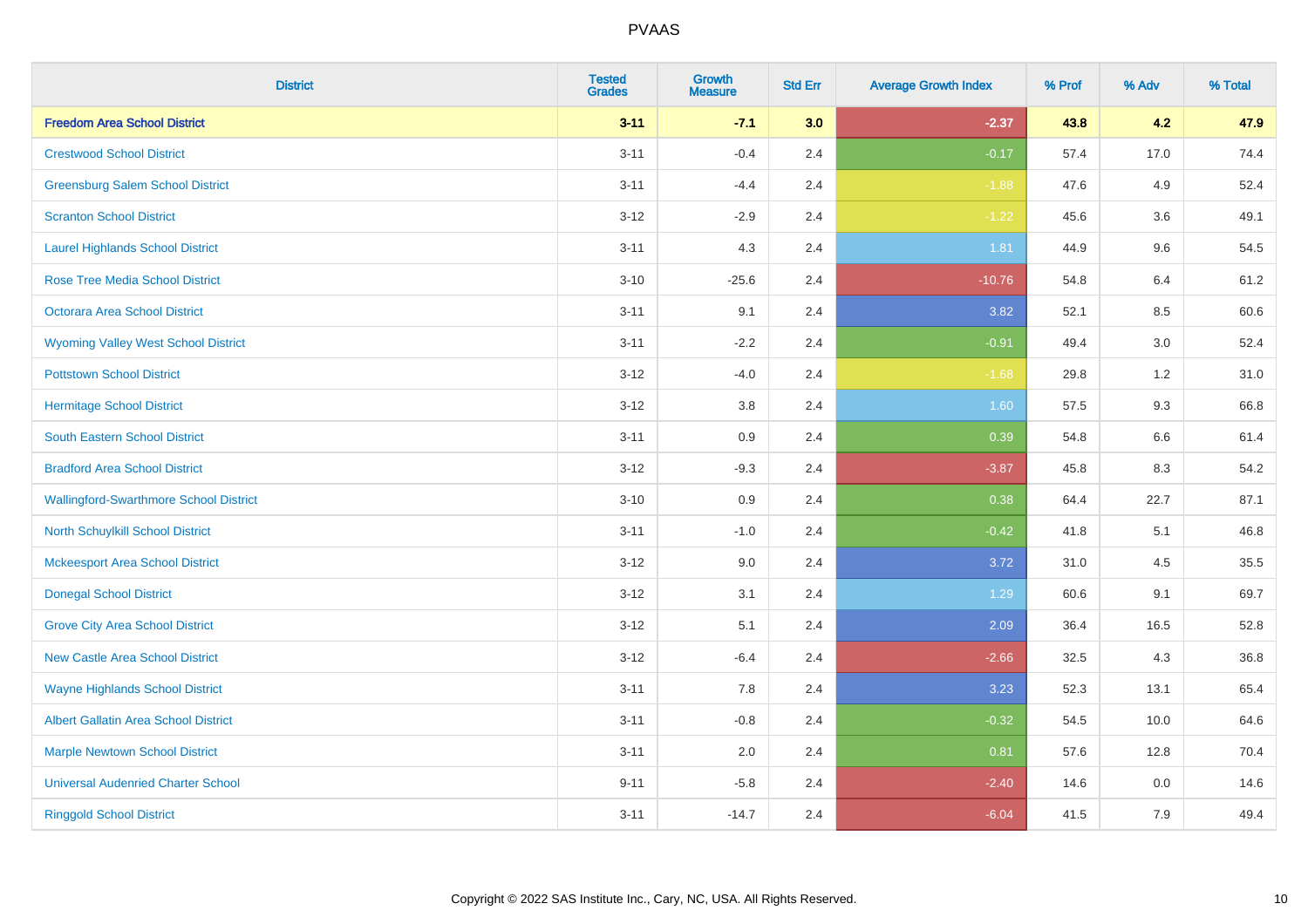| District | Tested Grades | Growth Measure | Std Err | Average Growth Index | % Prof | % Adv | % Total |
|---|---|---|---|---|---|---|---|
| **Freedom Area School District** | **3-11** | **-7.1** | **3.0** | **-2.37** | **43.8** | **4.2** | **47.9** |
| Crestwood School District | 3-11 | -0.4 | 2.4 | -0.17 | 57.4 | 17.0 | 74.4 |
| Greensburg Salem School District | 3-11 | -4.4 | 2.4 | -1.88 | 47.6 | 4.9 | 52.4 |
| Scranton School District | 3-12 | -2.9 | 2.4 | -1.22 | 45.6 | 3.6 | 49.1 |
| Laurel Highlands School District | 3-11 | 4.3 | 2.4 | 1.81 | 44.9 | 9.6 | 54.5 |
| Rose Tree Media School District | 3-10 | -25.6 | 2.4 | -10.76 | 54.8 | 6.4 | 61.2 |
| Octorara Area School District | 3-11 | 9.1 | 2.4 | 3.82 | 52.1 | 8.5 | 60.6 |
| Wyoming Valley West School District | 3-11 | -2.2 | 2.4 | -0.91 | 49.4 | 3.0 | 52.4 |
| Pottstown School District | 3-12 | -4.0 | 2.4 | -1.68 | 29.8 | 1.2 | 31.0 |
| Hermitage School District | 3-12 | 3.8 | 2.4 | 1.60 | 57.5 | 9.3 | 66.8 |
| South Eastern School District | 3-11 | 0.9 | 2.4 | 0.39 | 54.8 | 6.6 | 61.4 |
| Bradford Area School District | 3-12 | -9.3 | 2.4 | -3.87 | 45.8 | 8.3 | 54.2 |
| Wallingford-Swarthmore School District | 3-10 | 0.9 | 2.4 | 0.38 | 64.4 | 22.7 | 87.1 |
| North Schuylkill School District | 3-11 | -1.0 | 2.4 | -0.42 | 41.8 | 5.1 | 46.8 |
| Mckeesport Area School District | 3-12 | 9.0 | 2.4 | 3.72 | 31.0 | 4.5 | 35.5 |
| Donegal School District | 3-12 | 3.1 | 2.4 | 1.29 | 60.6 | 9.1 | 69.7 |
| Grove City Area School District | 3-12 | 5.1 | 2.4 | 2.09 | 36.4 | 16.5 | 52.8 |
| New Castle Area School District | 3-12 | -6.4 | 2.4 | -2.66 | 32.5 | 4.3 | 36.8 |
| Wayne Highlands School District | 3-11 | 7.8 | 2.4 | 3.23 | 52.3 | 13.1 | 65.4 |
| Albert Gallatin Area School District | 3-11 | -0.8 | 2.4 | -0.32 | 54.5 | 10.0 | 64.6 |
| Marple Newtown School District | 3-11 | 2.0 | 2.4 | 0.81 | 57.6 | 12.8 | 70.4 |
| Universal Audenried Charter School | 9-11 | -5.8 | 2.4 | -2.40 | 14.6 | 0.0 | 14.6 |
| Ringgold School District | 3-11 | -14.7 | 2.4 | -6.04 | 41.5 | 7.9 | 49.4 |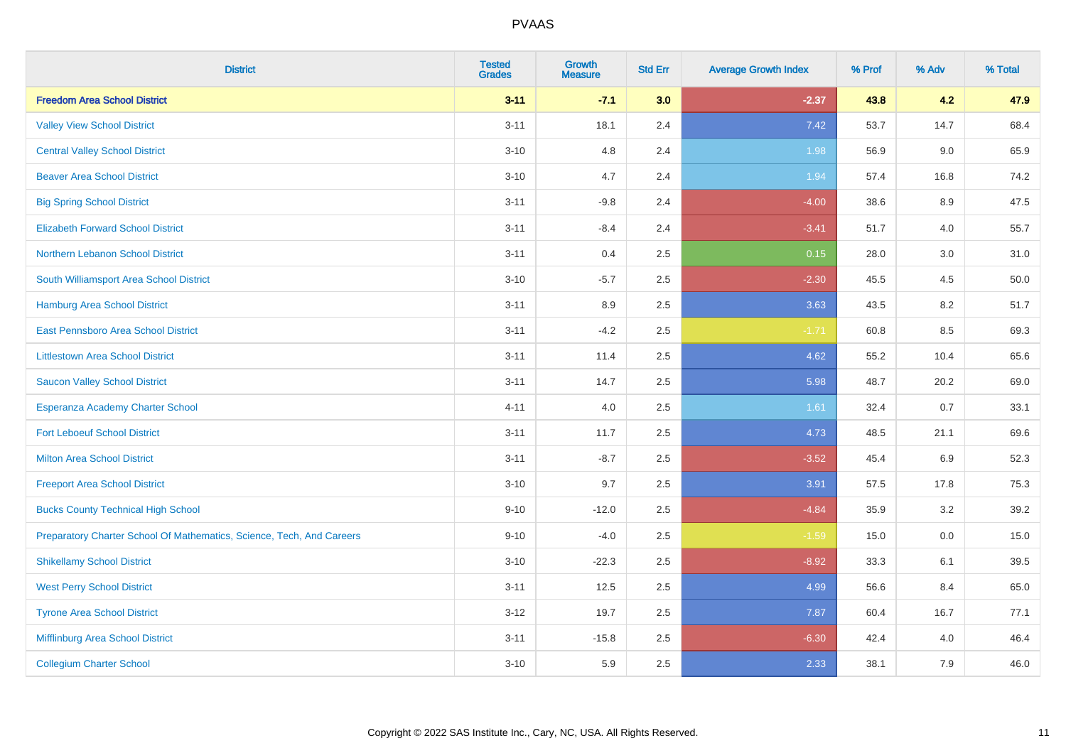# PVAAS

| District | Tested Grades | Growth Measure | Std Err | Average Growth Index | % Prof | % Adv | % Total |
|---|---|---|---|---|---|---|---|
| **Freedom Area School District** | **3-11** | **-7.1** | **3.0** | **-2.37** | **43.8** | **4.2** | **47.9** |
| Valley View School District | 3-11 | 18.1 | 2.4 | 7.42 | 53.7 | 14.7 | 68.4 |
| Central Valley School District | 3-10 | 4.8 | 2.4 | 1.98 | 56.9 | 9.0 | 65.9 |
| Beaver Area School District | 3-10 | 4.7 | 2.4 | 1.94 | 57.4 | 16.8 | 74.2 |
| Big Spring School District | 3-11 | -9.8 | 2.4 | -4.00 | 38.6 | 8.9 | 47.5 |
| Elizabeth Forward School District | 3-11 | -8.4 | 2.4 | -3.41 | 51.7 | 4.0 | 55.7 |
| Northern Lebanon School District | 3-11 | 0.4 | 2.5 | 0.15 | 28.0 | 3.0 | 31.0 |
| South Williamsport Area School District | 3-10 | -5.7 | 2.5 | -2.30 | 45.5 | 4.5 | 50.0 |
| Hamburg Area School District | 3-11 | 8.9 | 2.5 | 3.63 | 43.5 | 8.2 | 51.7 |
| East Pennsboro Area School District | 3-11 | -4.2 | 2.5 | -1.71 | 60.8 | 8.5 | 69.3 |
| Littlestown Area School District | 3-11 | 11.4 | 2.5 | 4.62 | 55.2 | 10.4 | 65.6 |
| Saucon Valley School District | 3-11 | 14.7 | 2.5 | 5.98 | 48.7 | 20.2 | 69.0 |
| Esperanza Academy Charter School | 4-11 | 4.0 | 2.5 | 1.61 | 32.4 | 0.7 | 33.1 |
| Fort Leboeuf School District | 3-11 | 11.7 | 2.5 | 4.73 | 48.5 | 21.1 | 69.6 |
| Milton Area School District | 3-11 | -8.7 | 2.5 | -3.52 | 45.4 | 6.9 | 52.3 |
| Freeport Area School District | 3-10 | 9.7 | 2.5 | 3.91 | 57.5 | 17.8 | 75.3 |
| Bucks County Technical High School | 9-10 | -12.0 | 2.5 | -4.84 | 35.9 | 3.2 | 39.2 |
| Preparatory Charter School Of Mathematics, Science, Tech, And Careers | 9-10 | -4.0 | 2.5 | -1.59 | 15.0 | 0.0 | 15.0 |
| Shikellamy School District | 3-10 | -22.3 | 2.5 | -8.92 | 33.3 | 6.1 | 39.5 |
| West Perry School District | 3-11 | 12.5 | 2.5 | 4.99 | 56.6 | 8.4 | 65.0 |
| Tyrone Area School District | 3-12 | 19.7 | 2.5 | 7.87 | 60.4 | 16.7 | 77.1 |
| Mifflinburg Area School District | 3-11 | -15.8 | 2.5 | -6.30 | 42.4 | 4.0 | 46.4 |
| Collegium Charter School | 3-10 | 5.9 | 2.5 | 2.33 | 38.1 | 7.9 | 46.0 |

Copyright © 2022 SAS Institute Inc., Cary, NC, USA. All Rights Reserved.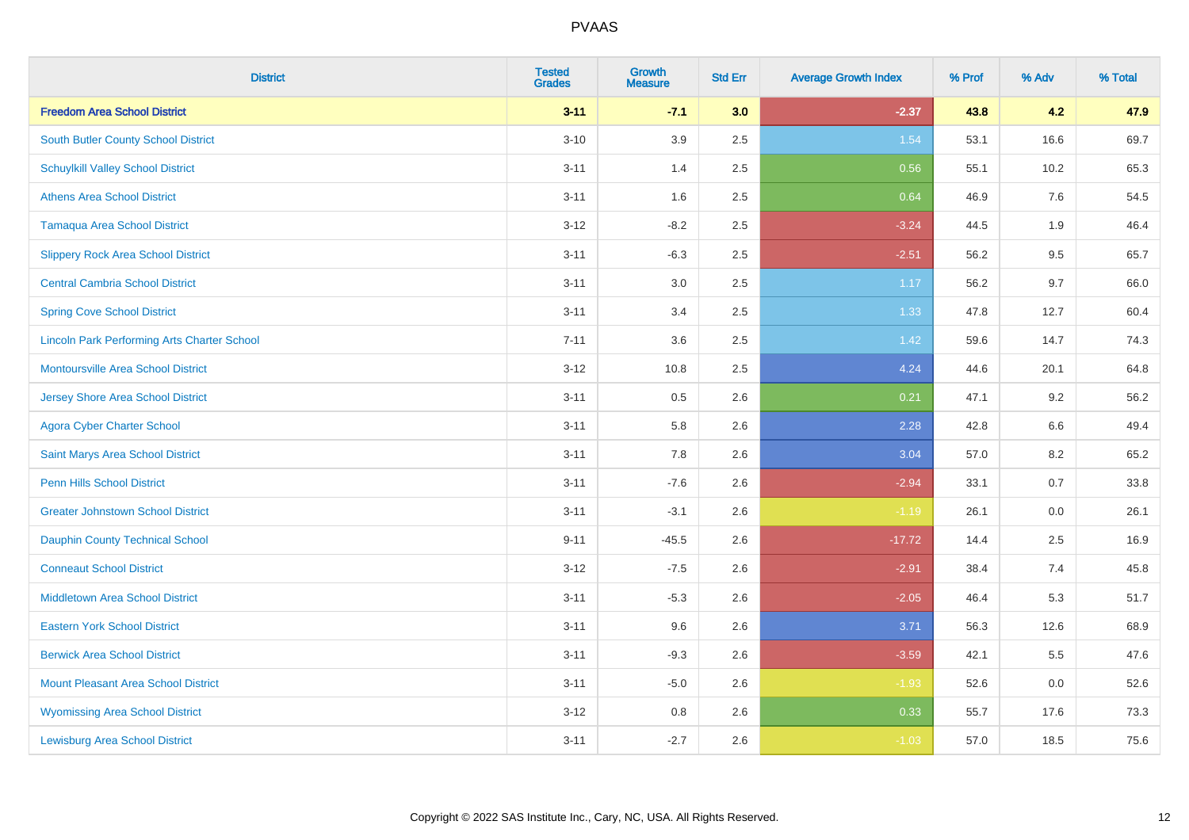# PVAAS

| District | Tested Grades | Growth Measure | Std Err | Average Growth Index | % Prof | % Adv | % Total |
|---|---|---|---|---|---|---|---|
| **Freedom Area School District** | **3-11** | **-7.1** | **3.0** | **-2.37** | **43.8** | **4.2** | **47.9** |
| South Butler County School District | 3-10 | 3.9 | 2.5 | 1.54 | 53.1 | 16.6 | 69.7 |
| Schuylkill Valley School District | 3-11 | 1.4 | 2.5 | 0.56 | 55.1 | 10.2 | 65.3 |
| Athens Area School District | 3-11 | 1.6 | 2.5 | 0.64 | 46.9 | 7.6 | 54.5 |
| Tamaqua Area School District | 3-12 | -8.2 | 2.5 | -3.24 | 44.5 | 1.9 | 46.4 |
| Slippery Rock Area School District | 3-11 | -6.3 | 2.5 | -2.51 | 56.2 | 9.5 | 65.7 |
| Central Cambria School District | 3-11 | 3.0 | 2.5 | 1.17 | 56.2 | 9.7 | 66.0 |
| Spring Cove School District | 3-11 | 3.4 | 2.5 | 1.33 | 47.8 | 12.7 | 60.4 |
| Lincoln Park Performing Arts Charter School | 7-11 | 3.6 | 2.5 | 1.42 | 59.6 | 14.7 | 74.3 |
| Montoursville Area School District | 3-12 | 10.8 | 2.5 | 4.24 | 44.6 | 20.1 | 64.8 |
| Jersey Shore Area School District | 3-11 | 0.5 | 2.6 | 0.21 | 47.1 | 9.2 | 56.2 |
| Agora Cyber Charter School | 3-11 | 5.8 | 2.6 | 2.28 | 42.8 | 6.6 | 49.4 |
| Saint Marys Area School District | 3-11 | 7.8 | 2.6 | 3.04 | 57.0 | 8.2 | 65.2 |
| Penn Hills School District | 3-11 | -7.6 | 2.6 | -2.94 | 33.1 | 0.7 | 33.8 |
| Greater Johnstown School District | 3-11 | -3.1 | 2.6 | -1.19 | 26.1 | 0.0 | 26.1 |
| Dauphin County Technical School | 9-11 | -45.5 | 2.6 | -17.72 | 14.4 | 2.5 | 16.9 |
| Conneaut School District | 3-12 | -7.5 | 2.6 | -2.91 | 38.4 | 7.4 | 45.8 |
| Middletown Area School District | 3-11 | -5.3 | 2.6 | -2.05 | 46.4 | 5.3 | 51.7 |
| Eastern York School District | 3-11 | 9.6 | 2.6 | 3.71 | 56.3 | 12.6 | 68.9 |
| Berwick Area School District | 3-11 | -9.3 | 2.6 | -3.59 | 42.1 | 5.5 | 47.6 |
| Mount Pleasant Area School District | 3-11 | -5.0 | 2.6 | -1.93 | 52.6 | 0.0 | 52.6 |
| Wyomissing Area School District | 3-12 | 0.8 | 2.6 | 0.33 | 55.7 | 17.6 | 73.3 |
| Lewisburg Area School District | 3-11 | -2.7 | 2.6 | -1.03 | 57.0 | 18.5 | 75.6 |

Copyright © 2022 SAS Institute Inc., Cary, NC, USA. All Rights Reserved.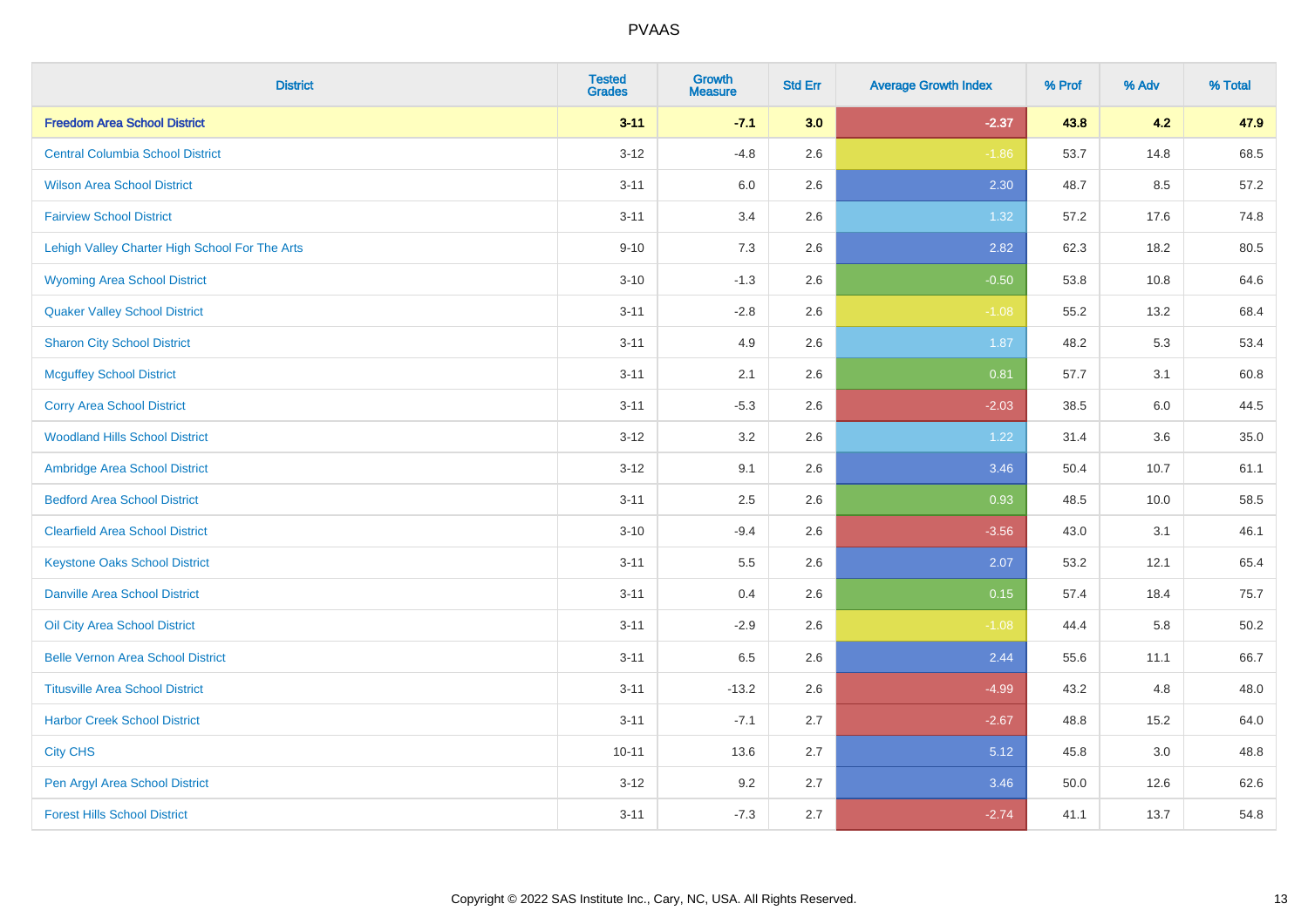# PVAAS

| District | Tested Grades | Growth Measure | Std Err | Average Growth Index | % Prof | % Adv | % Total |
|---|---|---|---|---|---|---|---|
| **Freedom Area School District** | **3-11** | **-7.1** | **3.0** | **-2.37** | **43.8** | **4.2** | **47.9** |
| Central Columbia School District | 3-12 | -4.8 | 2.6 | -1.86 | 53.7 | 14.8 | 68.5 |
| Wilson Area School District | 3-11 | 6.0 | 2.6 | 2.30 | 48.7 | 8.5 | 57.2 |
| Fairview School District | 3-11 | 3.4 | 2.6 | 1.32 | 57.2 | 17.6 | 74.8 |
| Lehigh Valley Charter High School For The Arts | 9-10 | 7.3 | 2.6 | 2.82 | 62.3 | 18.2 | 80.5 |
| Wyoming Area School District | 3-10 | -1.3 | 2.6 | -0.50 | 53.8 | 10.8 | 64.6 |
| Quaker Valley School District | 3-11 | -2.8 | 2.6 | -1.08 | 55.2 | 13.2 | 68.4 |
| Sharon City School District | 3-11 | 4.9 | 2.6 | 1.87 | 48.2 | 5.3 | 53.4 |
| Mcguffey School District | 3-11 | 2.1 | 2.6 | 0.81 | 57.7 | 3.1 | 60.8 |
| Corry Area School District | 3-11 | -5.3 | 2.6 | -2.03 | 38.5 | 6.0 | 44.5 |
| Woodland Hills School District | 3-12 | 3.2 | 2.6 | 1.22 | 31.4 | 3.6 | 35.0 |
| Ambridge Area School District | 3-12 | 9.1 | 2.6 | 3.46 | 50.4 | 10.7 | 61.1 |
| Bedford Area School District | 3-11 | 2.5 | 2.6 | 0.93 | 48.5 | 10.0 | 58.5 |
| Clearfield Area School District | 3-10 | -9.4 | 2.6 | -3.56 | 43.0 | 3.1 | 46.1 |
| Keystone Oaks School District | 3-11 | 5.5 | 2.6 | 2.07 | 53.2 | 12.1 | 65.4 |
| Danville Area School District | 3-11 | 0.4 | 2.6 | 0.15 | 57.4 | 18.4 | 75.7 |
| Oil City Area School District | 3-11 | -2.9 | 2.6 | -1.08 | 44.4 | 5.8 | 50.2 |
| Belle Vernon Area School District | 3-11 | 6.5 | 2.6 | 2.44 | 55.6 | 11.1 | 66.7 |
| Titusville Area School District | 3-11 | -13.2 | 2.6 | -4.99 | 43.2 | 4.8 | 48.0 |
| Harbor Creek School District | 3-11 | -7.1 | 2.7 | -2.67 | 48.8 | 15.2 | 64.0 |
| City CHS | 10-11 | 13.6 | 2.7 | 5.12 | 45.8 | 3.0 | 48.8 |
| Pen Argyl Area School District | 3-12 | 9.2 | 2.7 | 3.46 | 50.0 | 12.6 | 62.6 |
| Forest Hills School District | 3-11 | -7.3 | 2.7 | -2.74 | 41.1 | 13.7 | 54.8 |

Copyright © 2022 SAS Institute Inc., Cary, NC, USA. All Rights Reserved.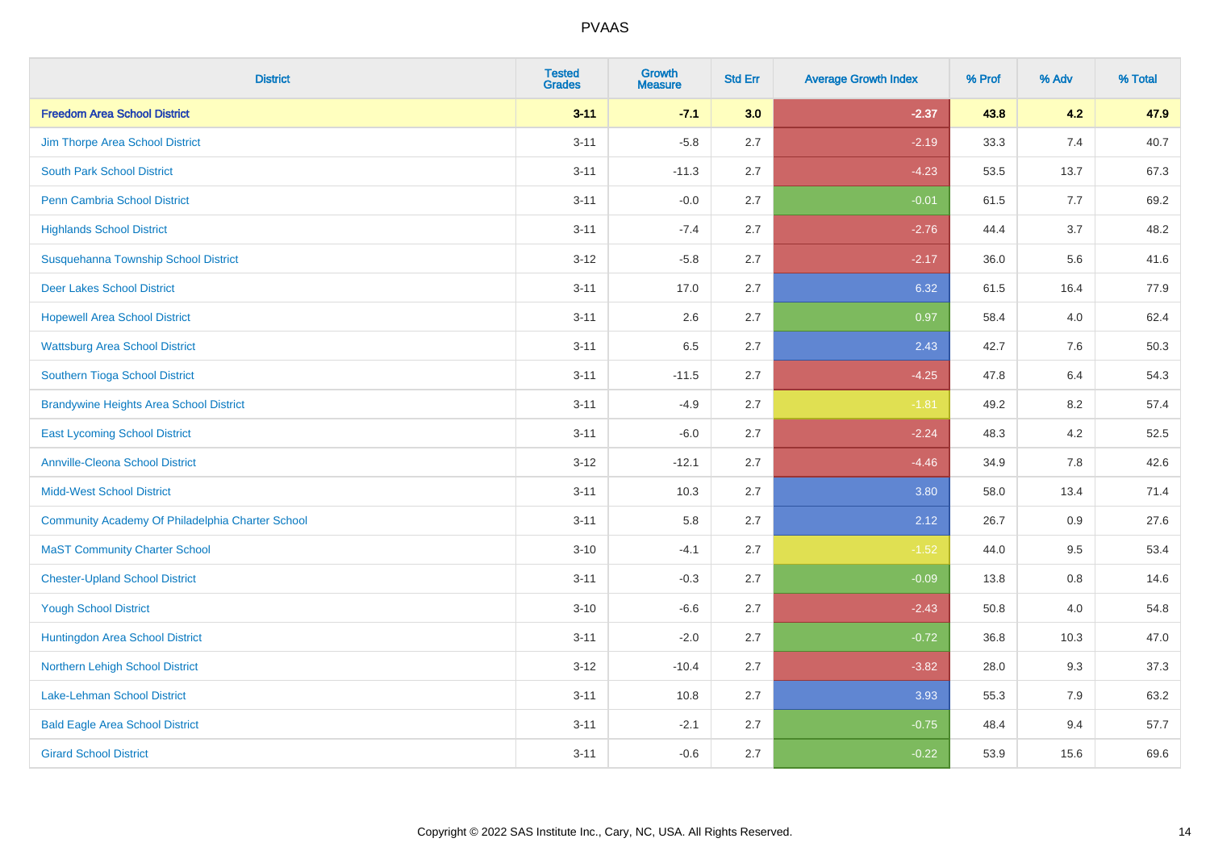| District | Tested Grades | Growth Measure | Std Err | Average Growth Index | % Prof | % Adv | % Total |
|---|---|---|---|---|---|---|---|
| **Freedom Area School District** | **3-11** | **-7.1** | **3.0** | **-2.37** | **43.8** | **4.2** | **47.9** |
| Jim Thorpe Area School District | 3-11 | -5.8 | 2.7 | -2.19 | 33.3 | 7.4 | 40.7 |
| South Park School District | 3-11 | -11.3 | 2.7 | -4.23 | 53.5 | 13.7 | 67.3 |
| Penn Cambria School District | 3-11 | -0.0 | 2.7 | -0.01 | 61.5 | 7.7 | 69.2 |
| Highlands School District | 3-11 | -7.4 | 2.7 | -2.76 | 44.4 | 3.7 | 48.2 |
| Susquehanna Township School District | 3-12 | -5.8 | 2.7 | -2.17 | 36.0 | 5.6 | 41.6 |
| Deer Lakes School District | 3-11 | 17.0 | 2.7 | 6.32 | 61.5 | 16.4 | 77.9 |
| Hopewell Area School District | 3-11 | 2.6 | 2.7 | 0.97 | 58.4 | 4.0 | 62.4 |
| Wattsburg Area School District | 3-11 | 6.5 | 2.7 | 2.43 | 42.7 | 7.6 | 50.3 |
| Southern Tioga School District | 3-11 | -11.5 | 2.7 | -4.25 | 47.8 | 6.4 | 54.3 |
| Brandywine Heights Area School District | 3-11 | -4.9 | 2.7 | -1.81 | 49.2 | 8.2 | 57.4 |
| East Lycoming School District | 3-11 | -6.0 | 2.7 | -2.24 | 48.3 | 4.2 | 52.5 |
| Annville-Cleona School District | 3-12 | -12.1 | 2.7 | -4.46 | 34.9 | 7.8 | 42.6 |
| Midd-West School District | 3-11 | 10.3 | 2.7 | 3.80 | 58.0 | 13.4 | 71.4 |
| Community Academy Of Philadelphia Charter School | 3-11 | 5.8 | 2.7 | 2.12 | 26.7 | 0.9 | 27.6 |
| MaST Community Charter School | 3-10 | -4.1 | 2.7 | -1.52 | 44.0 | 9.5 | 53.4 |
| Chester-Upland School District | 3-11 | -0.3 | 2.7 | -0.09 | 13.8 | 0.8 | 14.6 |
| Yough School District | 3-10 | -6.6 | 2.7 | -2.43 | 50.8 | 4.0 | 54.8 |
| Huntingdon Area School District | 3-11 | -2.0 | 2.7 | -0.72 | 36.8 | 10.3 | 47.0 |
| Northern Lehigh School District | 3-12 | -10.4 | 2.7 | -3.82 | 28.0 | 9.3 | 37.3 |
| Lake-Lehman School District | 3-11 | 10.8 | 2.7 | 3.93 | 55.3 | 7.9 | 63.2 |
| Bald Eagle Area School District | 3-11 | -2.1 | 2.7 | -0.75 | 48.4 | 9.4 | 57.7 |
| Girard School District | 3-11 | -0.6 | 2.7 | -0.22 | 53.9 | 15.6 | 69.6 |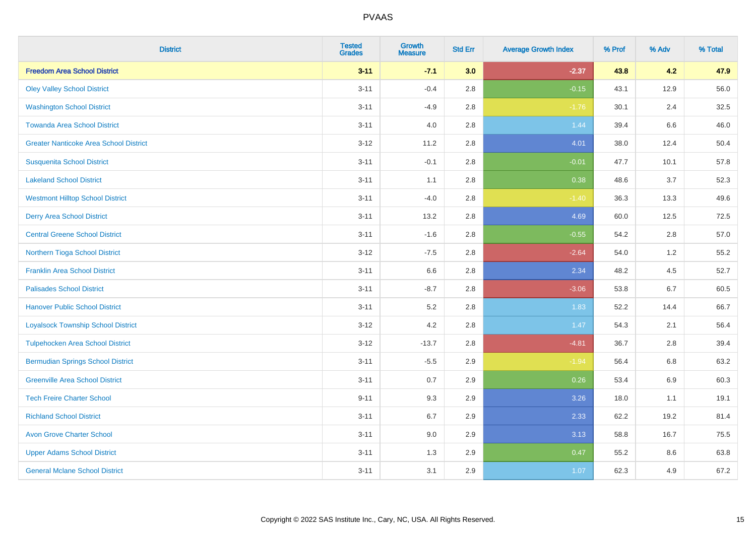| District | Tested Grades | Growth Measure | Std Err | Average Growth Index | % Prof | % Adv | % Total |
|---|---|---|---|---|---|---|---|
| **Freedom Area School District** | **3-11** | **-7.1** | **3.0** | **-2.37** | **43.8** | **4.2** | **47.9** |
| Oley Valley School District | 3-11 | -0.4 | 2.8 | -0.15 | 43.1 | 12.9 | 56.0 |
| Washington School District | 3-11 | -4.9 | 2.8 | -1.76 | 30.1 | 2.4 | 32.5 |
| Towanda Area School District | 3-11 | 4.0 | 2.8 | 1.44 | 39.4 | 6.6 | 46.0 |
| Greater Nanticoke Area School District | 3-12 | 11.2 | 2.8 | 4.01 | 38.0 | 12.4 | 50.4 |
| Susquenita School District | 3-11 | -0.1 | 2.8 | -0.01 | 47.7 | 10.1 | 57.8 |
| Lakeland School District | 3-11 | 1.1 | 2.8 | 0.38 | 48.6 | 3.7 | 52.3 |
| Westmont Hilltop School District | 3-11 | -4.0 | 2.8 | -1.40 | 36.3 | 13.3 | 49.6 |
| Derry Area School District | 3-11 | 13.2 | 2.8 | 4.69 | 60.0 | 12.5 | 72.5 |
| Central Greene School District | 3-11 | -1.6 | 2.8 | -0.55 | 54.2 | 2.8 | 57.0 |
| Northern Tioga School District | 3-12 | -7.5 | 2.8 | -2.64 | 54.0 | 1.2 | 55.2 |
| Franklin Area School District | 3-11 | 6.6 | 2.8 | 2.34 | 48.2 | 4.5 | 52.7 |
| Palisades School District | 3-11 | -8.7 | 2.8 | -3.06 | 53.8 | 6.7 | 60.5 |
| Hanover Public School District | 3-11 | 5.2 | 2.8 | 1.83 | 52.2 | 14.4 | 66.7 |
| Loyalsock Township School District | 3-12 | 4.2 | 2.8 | 1.47 | 54.3 | 2.1 | 56.4 |
| Tulpehocken Area School District | 3-12 | -13.7 | 2.8 | -4.81 | 36.7 | 2.8 | 39.4 |
| Bermudian Springs School District | 3-11 | -5.5 | 2.9 | -1.94 | 56.4 | 6.8 | 63.2 |
| Greenville Area School District | 3-11 | 0.7 | 2.9 | 0.26 | 53.4 | 6.9 | 60.3 |
| Tech Freire Charter School | 9-11 | 9.3 | 2.9 | 3.26 | 18.0 | 1.1 | 19.1 |
| Richland School District | 3-11 | 6.7 | 2.9 | 2.33 | 62.2 | 19.2 | 81.4 |
| Avon Grove Charter School | 3-11 | 9.0 | 2.9 | 3.13 | 58.8 | 16.7 | 75.5 |
| Upper Adams School District | 3-11 | 1.3 | 2.9 | 0.47 | 55.2 | 8.6 | 63.8 |
| General Mclane School District | 3-11 | 3.1 | 2.9 | 1.07 | 62.3 | 4.9 | 67.2 |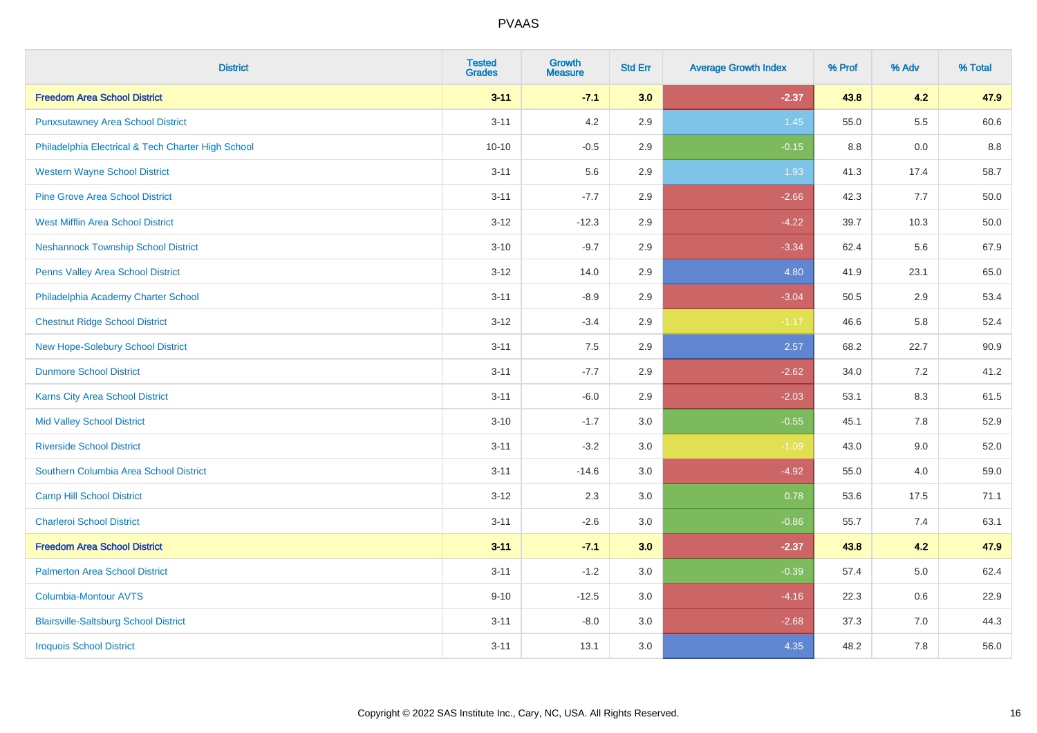| District | Tested Grades | Growth Measure | Std Err | Average Growth Index | % Prof | % Adv | % Total |
|---|---|---|---|---|---|---|---|
| **Freedom Area School District** | **3-11** | **-7.1** | **3.0** | **-2.37** | **43.8** | **4.2** | **47.9** |
| Punxsutawney Area School District | 3-11 | 4.2 | 2.9 | 1.45 | 55.0 | 5.5 | 60.6 |
| Philadelphia Electrical & Tech Charter High School | 10-10 | -0.5 | 2.9 | -0.15 | 8.8 | 0.0 | 8.8 |
| Western Wayne School District | 3-11 | 5.6 | 2.9 | 1.93 | 41.3 | 17.4 | 58.7 |
| Pine Grove Area School District | 3-11 | -7.7 | 2.9 | -2.66 | 42.3 | 7.7 | 50.0 |
| West Mifflin Area School District | 3-12 | -12.3 | 2.9 | -4.22 | 39.7 | 10.3 | 50.0 |
| Neshannock Township School District | 3-10 | -9.7 | 2.9 | -3.34 | 62.4 | 5.6 | 67.9 |
| Penns Valley Area School District | 3-12 | 14.0 | 2.9 | 4.80 | 41.9 | 23.1 | 65.0 |
| Philadelphia Academy Charter School | 3-11 | -8.9 | 2.9 | -3.04 | 50.5 | 2.9 | 53.4 |
| Chestnut Ridge School District | 3-12 | -3.4 | 2.9 | -1.17 | 46.6 | 5.8 | 52.4 |
| New Hope-Solebury School District | 3-11 | 7.5 | 2.9 | 2.57 | 68.2 | 22.7 | 90.9 |
| Dunmore School District | 3-11 | -7.7 | 2.9 | -2.62 | 34.0 | 7.2 | 41.2 |
| Karns City Area School District | 3-11 | -6.0 | 2.9 | -2.03 | 53.1 | 8.3 | 61.5 |
| Mid Valley School District | 3-10 | -1.7 | 3.0 | -0.55 | 45.1 | 7.8 | 52.9 |
| Riverside School District | 3-11 | -3.2 | 3.0 | -1.09 | 43.0 | 9.0 | 52.0 |
| Southern Columbia Area School District | 3-11 | -14.6 | 3.0 | -4.92 | 55.0 | 4.0 | 59.0 |
| Camp Hill School District | 3-12 | 2.3 | 3.0 | 0.78 | 53.6 | 17.5 | 71.1 |
| Charleroi School District | 3-11 | -2.6 | 3.0 | -0.86 | 55.7 | 7.4 | 63.1 |
| **Freedom Area School District** | **3-11** | **-7.1** | **3.0** | **-2.37** | **43.8** | **4.2** | **47.9** |
| Palmerton Area School District | 3-11 | -1.2 | 3.0 | -0.39 | 57.4 | 5.0 | 62.4 |
| Columbia-Montour AVTS | 9-10 | -12.5 | 3.0 | -4.16 | 22.3 | 0.6 | 22.9 |
| Blairsville-Saltsburg School District | 3-11 | -8.0 | 3.0 | -2.68 | 37.3 | 7.0 | 44.3 |
| Iroquois School District | 3-11 | 13.1 | 3.0 | 4.35 | 48.2 | 7.8 | 56.0 |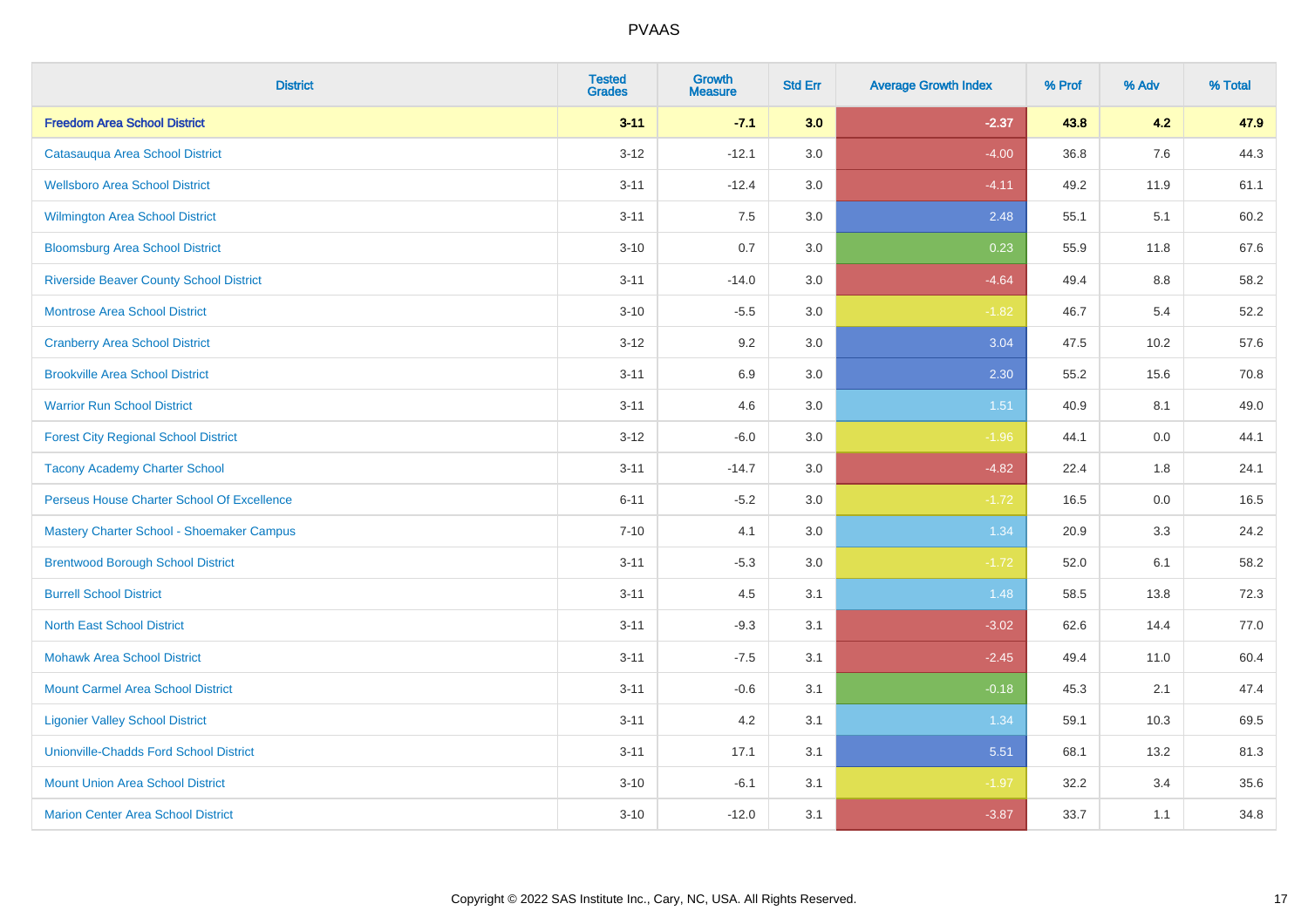# PVAAS

| District | Tested Grades | Growth Measure | Std Err | Average Growth Index | % Prof | % Adv | % Total |
|---|---|---|---|---|---|---|---|
| **Freedom Area School District** | **3-11** | **-7.1** | **3.0** | **-2.37** | **43.8** | **4.2** | **47.9** |
| Catasauqua Area School District | 3-12 | -12.1 | 3.0 | -4.00 | 36.8 | 7.6 | 44.3 |
| Wellsboro Area School District | 3-11 | -12.4 | 3.0 | -4.11 | 49.2 | 11.9 | 61.1 |
| Wilmington Area School District | 3-11 | 7.5 | 3.0 | 2.48 | 55.1 | 5.1 | 60.2 |
| Bloomsburg Area School District | 3-10 | 0.7 | 3.0 | 0.23 | 55.9 | 11.8 | 67.6 |
| Riverside Beaver County School District | 3-11 | -14.0 | 3.0 | -4.64 | 49.4 | 8.8 | 58.2 |
| Montrose Area School District | 3-10 | -5.5 | 3.0 | -1.82 | 46.7 | 5.4 | 52.2 |
| Cranberry Area School District | 3-12 | 9.2 | 3.0 | 3.04 | 47.5 | 10.2 | 57.6 |
| Brookville Area School District | 3-11 | 6.9 | 3.0 | 2.30 | 55.2 | 15.6 | 70.8 |
| Warrior Run School District | 3-11 | 4.6 | 3.0 | 1.51 | 40.9 | 8.1 | 49.0 |
| Forest City Regional School District | 3-12 | -6.0 | 3.0 | -1.96 | 44.1 | 0.0 | 44.1 |
| Tacony Academy Charter School | 3-11 | -14.7 | 3.0 | -4.82 | 22.4 | 1.8 | 24.1 |
| Perseus House Charter School Of Excellence | 6-11 | -5.2 | 3.0 | -1.72 | 16.5 | 0.0 | 16.5 |
| Mastery Charter School - Shoemaker Campus | 7-10 | 4.1 | 3.0 | 1.34 | 20.9 | 3.3 | 24.2 |
| Brentwood Borough School District | 3-11 | -5.3 | 3.0 | -1.72 | 52.0 | 6.1 | 58.2 |
| Burrell School District | 3-11 | 4.5 | 3.1 | 1.48 | 58.5 | 13.8 | 72.3 |
| North East School District | 3-11 | -9.3 | 3.1 | -3.02 | 62.6 | 14.4 | 77.0 |
| Mohawk Area School District | 3-11 | -7.5 | 3.1 | -2.45 | 49.4 | 11.0 | 60.4 |
| Mount Carmel Area School District | 3-11 | -0.6 | 3.1 | -0.18 | 45.3 | 2.1 | 47.4 |
| Ligonier Valley School District | 3-11 | 4.2 | 3.1 | 1.34 | 59.1 | 10.3 | 69.5 |
| Unionville-Chadds Ford School District | 3-11 | 17.1 | 3.1 | 5.51 | 68.1 | 13.2 | 81.3 |
| Mount Union Area School District | 3-10 | -6.1 | 3.1 | -1.97 | 32.2 | 3.4 | 35.6 |
| Marion Center Area School District | 3-10 | -12.0 | 3.1 | -3.87 | 33.7 | 1.1 | 34.8 |

Copyright © 2022 SAS Institute Inc., Cary, NC, USA. All Rights Reserved.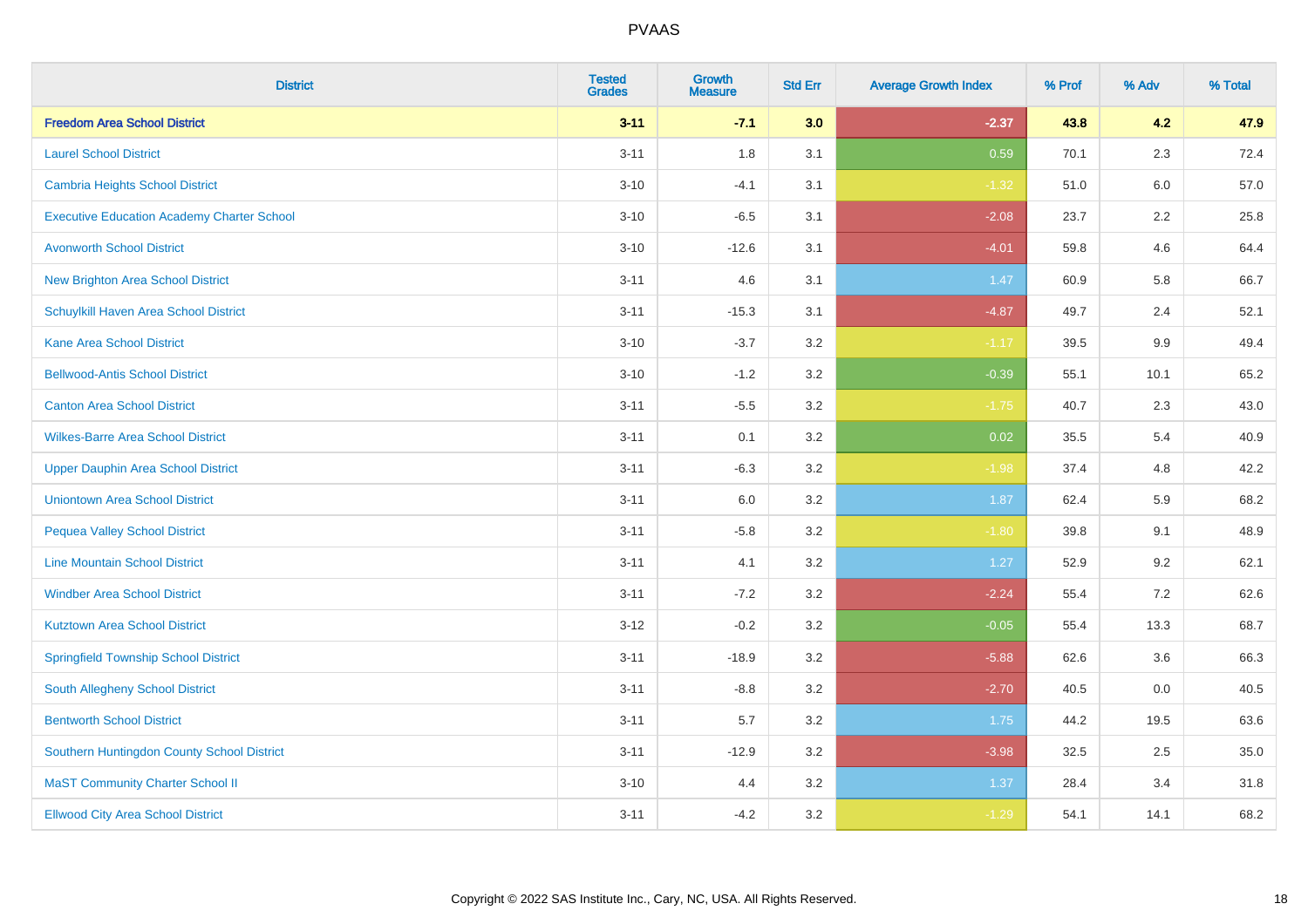| District | Tested Grades | Growth Measure | Std Err | Average Growth Index | % Prof | % Adv | % Total |
|---|---|---|---|---|---|---|---|
| **Freedom Area School District** | **3-11** | **-7.1** | **3.0** | **-2.37** | **43.8** | **4.2** | **47.9** |
| Laurel School District | 3-11 | 1.8 | 3.1 | 0.59 | 70.1 | 2.3 | 72.4 |
| Cambria Heights School District | 3-10 | -4.1 | 3.1 | -1.32 | 51.0 | 6.0 | 57.0 |
| Executive Education Academy Charter School | 3-10 | -6.5 | 3.1 | -2.08 | 23.7 | 2.2 | 25.8 |
| Avonworth School District | 3-10 | -12.6 | 3.1 | -4.01 | 59.8 | 4.6 | 64.4 |
| New Brighton Area School District | 3-11 | 4.6 | 3.1 | 1.47 | 60.9 | 5.8 | 66.7 |
| Schuylkill Haven Area School District | 3-11 | -15.3 | 3.1 | -4.87 | 49.7 | 2.4 | 52.1 |
| Kane Area School District | 3-10 | -3.7 | 3.2 | -1.17 | 39.5 | 9.9 | 49.4 |
| Bellwood-Antis School District | 3-10 | -1.2 | 3.2 | -0.39 | 55.1 | 10.1 | 65.2 |
| Canton Area School District | 3-11 | -5.5 | 3.2 | -1.75 | 40.7 | 2.3 | 43.0 |
| Wilkes-Barre Area School District | 3-11 | 0.1 | 3.2 | 0.02 | 35.5 | 5.4 | 40.9 |
| Upper Dauphin Area School District | 3-11 | -6.3 | 3.2 | -1.98 | 37.4 | 4.8 | 42.2 |
| Uniontown Area School District | 3-11 | 6.0 | 3.2 | 1.87 | 62.4 | 5.9 | 68.2 |
| Pequea Valley School District | 3-11 | -5.8 | 3.2 | -1.80 | 39.8 | 9.1 | 48.9 |
| Line Mountain School District | 3-11 | 4.1 | 3.2 | 1.27 | 52.9 | 9.2 | 62.1 |
| Windber Area School District | 3-11 | -7.2 | 3.2 | -2.24 | 55.4 | 7.2 | 62.6 |
| Kutztown Area School District | 3-12 | -0.2 | 3.2 | -0.05 | 55.4 | 13.3 | 68.7 |
| Springfield Township School District | 3-11 | -18.9 | 3.2 | -5.88 | 62.6 | 3.6 | 66.3 |
| South Allegheny School District | 3-11 | -8.8 | 3.2 | -2.70 | 40.5 | 0.0 | 40.5 |
| Bentworth School District | 3-11 | 5.7 | 3.2 | 1.75 | 44.2 | 19.5 | 63.6 |
| Southern Huntingdon County School District | 3-11 | -12.9 | 3.2 | -3.98 | 32.5 | 2.5 | 35.0 |
| MaST Community Charter School II | 3-10 | 4.4 | 3.2 | 1.37 | 28.4 | 3.4 | 31.8 |
| Ellwood City Area School District | 3-11 | -4.2 | 3.2 | -1.29 | 54.1 | 14.1 | 68.2 |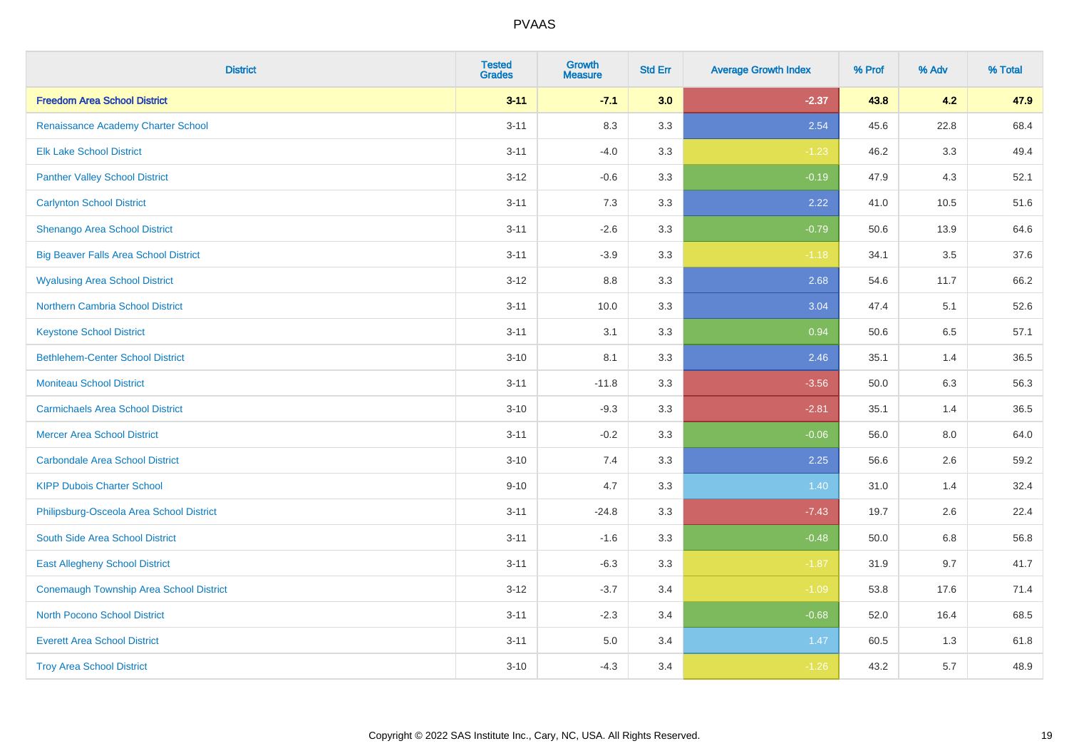| District | Tested Grades | Growth Measure | Std Err | Average Growth Index | % Prof | % Adv | % Total |
|---|---|---|---|---|---|---|---|
| **Freedom Area School District** | **3-11** | **-7.1** | **3.0** | **-2.37** | **43.8** | **4.2** | **47.9** |
| Renaissance Academy Charter School | 3-11 | 8.3 | 3.3 | 2.54 | 45.6 | 22.8 | 68.4 |
| Elk Lake School District | 3-11 | -4.0 | 3.3 | -1.23 | 46.2 | 3.3 | 49.4 |
| Panther Valley School District | 3-12 | -0.6 | 3.3 | -0.19 | 47.9 | 4.3 | 52.1 |
| Carlynton School District | 3-11 | 7.3 | 3.3 | 2.22 | 41.0 | 10.5 | 51.6 |
| Shenango Area School District | 3-11 | -2.6 | 3.3 | -0.79 | 50.6 | 13.9 | 64.6 |
| Big Beaver Falls Area School District | 3-11 | -3.9 | 3.3 | -1.18 | 34.1 | 3.5 | 37.6 |
| Wyalusing Area School District | 3-12 | 8.8 | 3.3 | 2.68 | 54.6 | 11.7 | 66.2 |
| Northern Cambria School District | 3-11 | 10.0 | 3.3 | 3.04 | 47.4 | 5.1 | 52.6 |
| Keystone School District | 3-11 | 3.1 | 3.3 | 0.94 | 50.6 | 6.5 | 57.1 |
| Bethlehem-Center School District | 3-10 | 8.1 | 3.3 | 2.46 | 35.1 | 1.4 | 36.5 |
| Moniteau School District | 3-11 | -11.8 | 3.3 | -3.56 | 50.0 | 6.3 | 56.3 |
| Carmichaels Area School District | 3-10 | -9.3 | 3.3 | -2.81 | 35.1 | 1.4 | 36.5 |
| Mercer Area School District | 3-11 | -0.2 | 3.3 | -0.06 | 56.0 | 8.0 | 64.0 |
| Carbondale Area School District | 3-10 | 7.4 | 3.3 | 2.25 | 56.6 | 2.6 | 59.2 |
| KIPP Dubois Charter School | 9-10 | 4.7 | 3.3 | 1.40 | 31.0 | 1.4 | 32.4 |
| Philipsburg-Osceola Area School District | 3-11 | -24.8 | 3.3 | -7.43 | 19.7 | 2.6 | 22.4 |
| South Side Area School District | 3-11 | -1.6 | 3.3 | -0.48 | 50.0 | 6.8 | 56.8 |
| East Allegheny School District | 3-11 | -6.3 | 3.3 | -1.87 | 31.9 | 9.7 | 41.7 |
| Conemaugh Township Area School District | 3-12 | -3.7 | 3.4 | -1.09 | 53.8 | 17.6 | 71.4 |
| North Pocono School District | 3-11 | -2.3 | 3.4 | -0.68 | 52.0 | 16.4 | 68.5 |
| Everett Area School District | 3-11 | 5.0 | 3.4 | 1.47 | 60.5 | 1.3 | 61.8 |
| Troy Area School District | 3-10 | -4.3 | 3.4 | -1.26 | 43.2 | 5.7 | 48.9 |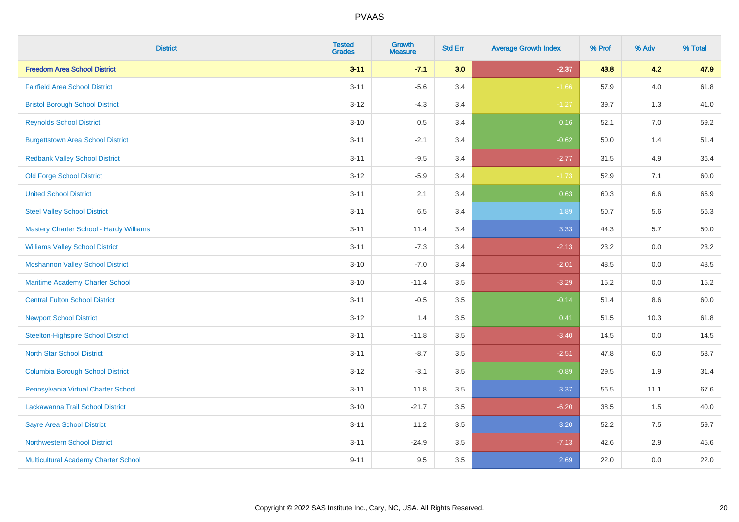| District | Tested Grades | Growth Measure | Std Err | Average Growth Index | % Prof | % Adv | % Total |
|---|---|---|---|---|---|---|---|
| **Freedom Area School District** | **3-11** | **-7.1** | **3.0** | **-2.37** | **43.8** | **4.2** | **47.9** |
| Fairfield Area School District | 3-11 | -5.6 | 3.4 | -1.66 | 57.9 | 4.0 | 61.8 |
| Bristol Borough School District | 3-12 | -4.3 | 3.4 | -1.27 | 39.7 | 1.3 | 41.0 |
| Reynolds School District | 3-10 | 0.5 | 3.4 | 0.16 | 52.1 | 7.0 | 59.2 |
| Burgettstown Area School District | 3-11 | -2.1 | 3.4 | -0.62 | 50.0 | 1.4 | 51.4 |
| Redbank Valley School District | 3-11 | -9.5 | 3.4 | -2.77 | 31.5 | 4.9 | 36.4 |
| Old Forge School District | 3-12 | -5.9 | 3.4 | -1.73 | 52.9 | 7.1 | 60.0 |
| United School District | 3-11 | 2.1 | 3.4 | 0.63 | 60.3 | 6.6 | 66.9 |
| Steel Valley School District | 3-11 | 6.5 | 3.4 | 1.89 | 50.7 | 5.6 | 56.3 |
| Mastery Charter School - Hardy Williams | 3-11 | 11.4 | 3.4 | 3.33 | 44.3 | 5.7 | 50.0 |
| Williams Valley School District | 3-11 | -7.3 | 3.4 | -2.13 | 23.2 | 0.0 | 23.2 |
| Moshannon Valley School District | 3-10 | -7.0 | 3.4 | -2.01 | 48.5 | 0.0 | 48.5 |
| Maritime Academy Charter School | 3-10 | -11.4 | 3.5 | -3.29 | 15.2 | 0.0 | 15.2 |
| Central Fulton School District | 3-11 | -0.5 | 3.5 | -0.14 | 51.4 | 8.6 | 60.0 |
| Newport School District | 3-12 | 1.4 | 3.5 | 0.41 | 51.5 | 10.3 | 61.8 |
| Steelton-Highspire School District | 3-11 | -11.8 | 3.5 | -3.40 | 14.5 | 0.0 | 14.5 |
| North Star School District | 3-11 | -8.7 | 3.5 | -2.51 | 47.8 | 6.0 | 53.7 |
| Columbia Borough School District | 3-12 | -3.1 | 3.5 | -0.89 | 29.5 | 1.9 | 31.4 |
| Pennsylvania Virtual Charter School | 3-11 | 11.8 | 3.5 | 3.37 | 56.5 | 11.1 | 67.6 |
| Lackawanna Trail School District | 3-10 | -21.7 | 3.5 | -6.20 | 38.5 | 1.5 | 40.0 |
| Sayre Area School District | 3-11 | 11.2 | 3.5 | 3.20 | 52.2 | 7.5 | 59.7 |
| Northwestern School District | 3-11 | -24.9 | 3.5 | -7.13 | 42.6 | 2.9 | 45.6 |
| Multicultural Academy Charter School | 9-11 | 9.5 | 3.5 | 2.69 | 22.0 | 0.0 | 22.0 |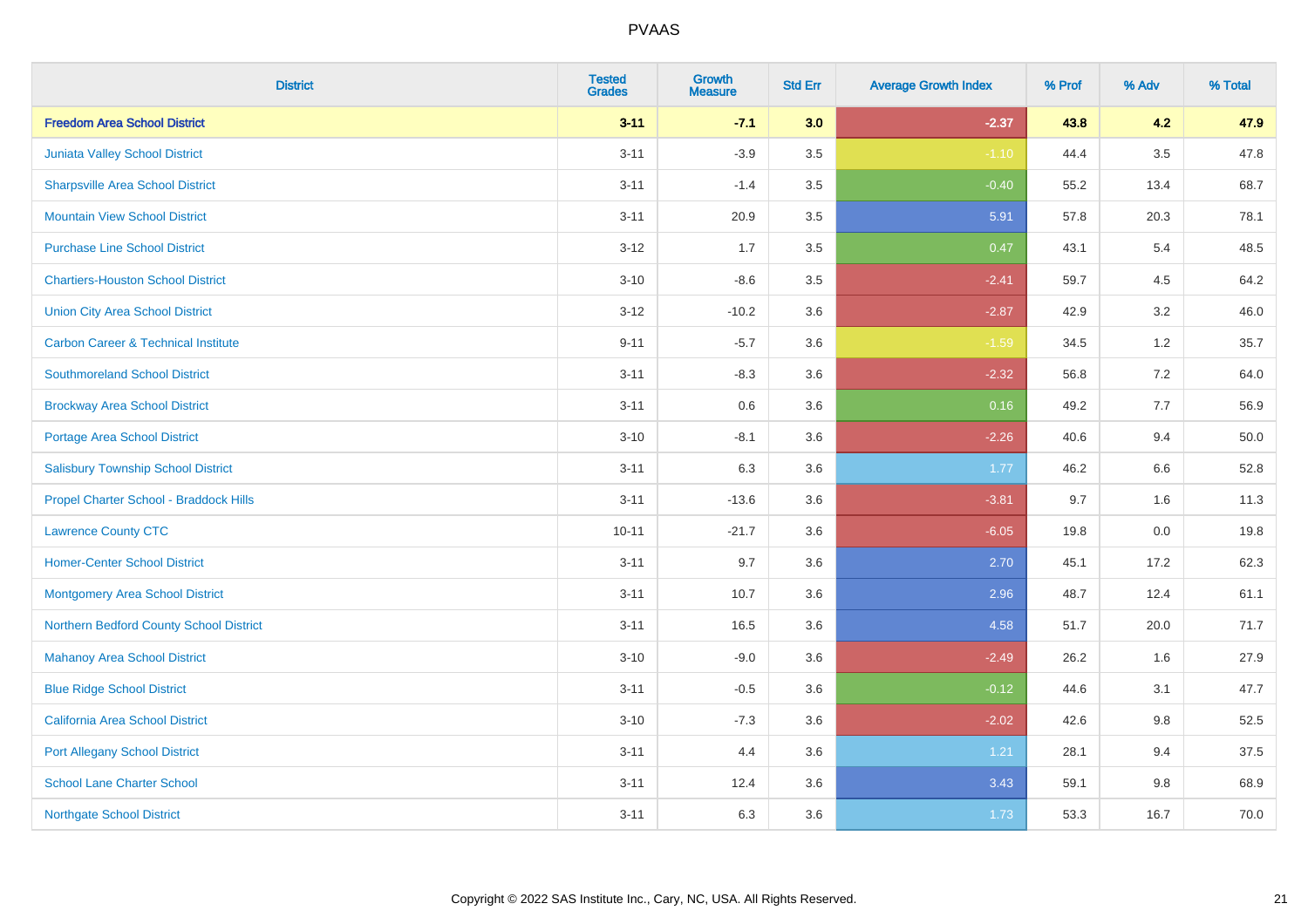# PVAAS

| District | Tested Grades | Growth Measure | Std Err | Average Growth Index | % Prof | % Adv | % Total |
|---|---|---|---|---|---|---|---|
| **Freedom Area School District** | **3-11** | **-7.1** | **3.0** | **-2.37** | **43.8** | **4.2** | **47.9** |
| Juniata Valley School District | 3-11 | -3.9 | 3.5 | -1.10 | 44.4 | 3.5 | 47.8 |
| Sharpsville Area School District | 3-11 | -1.4 | 3.5 | -0.40 | 55.2 | 13.4 | 68.7 |
| Mountain View School District | 3-11 | 20.9 | 3.5 | 5.91 | 57.8 | 20.3 | 78.1 |
| Purchase Line School District | 3-12 | 1.7 | 3.5 | 0.47 | 43.1 | 5.4 | 48.5 |
| Chartiers-Houston School District | 3-10 | -8.6 | 3.5 | -2.41 | 59.7 | 4.5 | 64.2 |
| Union City Area School District | 3-12 | -10.2 | 3.6 | -2.87 | 42.9 | 3.2 | 46.0 |
| Carbon Career & Technical Institute | 9-11 | -5.7 | 3.6 | -1.59 | 34.5 | 1.2 | 35.7 |
| Southmoreland School District | 3-11 | -8.3 | 3.6 | -2.32 | 56.8 | 7.2 | 64.0 |
| Brockway Area School District | 3-11 | 0.6 | 3.6 | 0.16 | 49.2 | 7.7 | 56.9 |
| Portage Area School District | 3-10 | -8.1 | 3.6 | -2.26 | 40.6 | 9.4 | 50.0 |
| Salisbury Township School District | 3-11 | 6.3 | 3.6 | 1.77 | 46.2 | 6.6 | 52.8 |
| Propel Charter School - Braddock Hills | 3-11 | -13.6 | 3.6 | -3.81 | 9.7 | 1.6 | 11.3 |
| Lawrence County CTC | 10-11 | -21.7 | 3.6 | -6.05 | 19.8 | 0.0 | 19.8 |
| Homer-Center School District | 3-11 | 9.7 | 3.6 | 2.70 | 45.1 | 17.2 | 62.3 |
| Montgomery Area School District | 3-11 | 10.7 | 3.6 | 2.96 | 48.7 | 12.4 | 61.1 |
| Northern Bedford County School District | 3-11 | 16.5 | 3.6 | 4.58 | 51.7 | 20.0 | 71.7 |
| Mahanoy Area School District | 3-10 | -9.0 | 3.6 | -2.49 | 26.2 | 1.6 | 27.9 |
| Blue Ridge School District | 3-11 | -0.5 | 3.6 | -0.12 | 44.6 | 3.1 | 47.7 |
| California Area School District | 3-10 | -7.3 | 3.6 | -2.02 | 42.6 | 9.8 | 52.5 |
| Port Allegany School District | 3-11 | 4.4 | 3.6 | 1.21 | 28.1 | 9.4 | 37.5 |
| School Lane Charter School | 3-11 | 12.4 | 3.6 | 3.43 | 59.1 | 9.8 | 68.9 |
| Northgate School District | 3-11 | 6.3 | 3.6 | 1.73 | 53.3 | 16.7 | 70.0 |

Copyright © 2022 SAS Institute Inc., Cary, NC, USA. All Rights Reserved.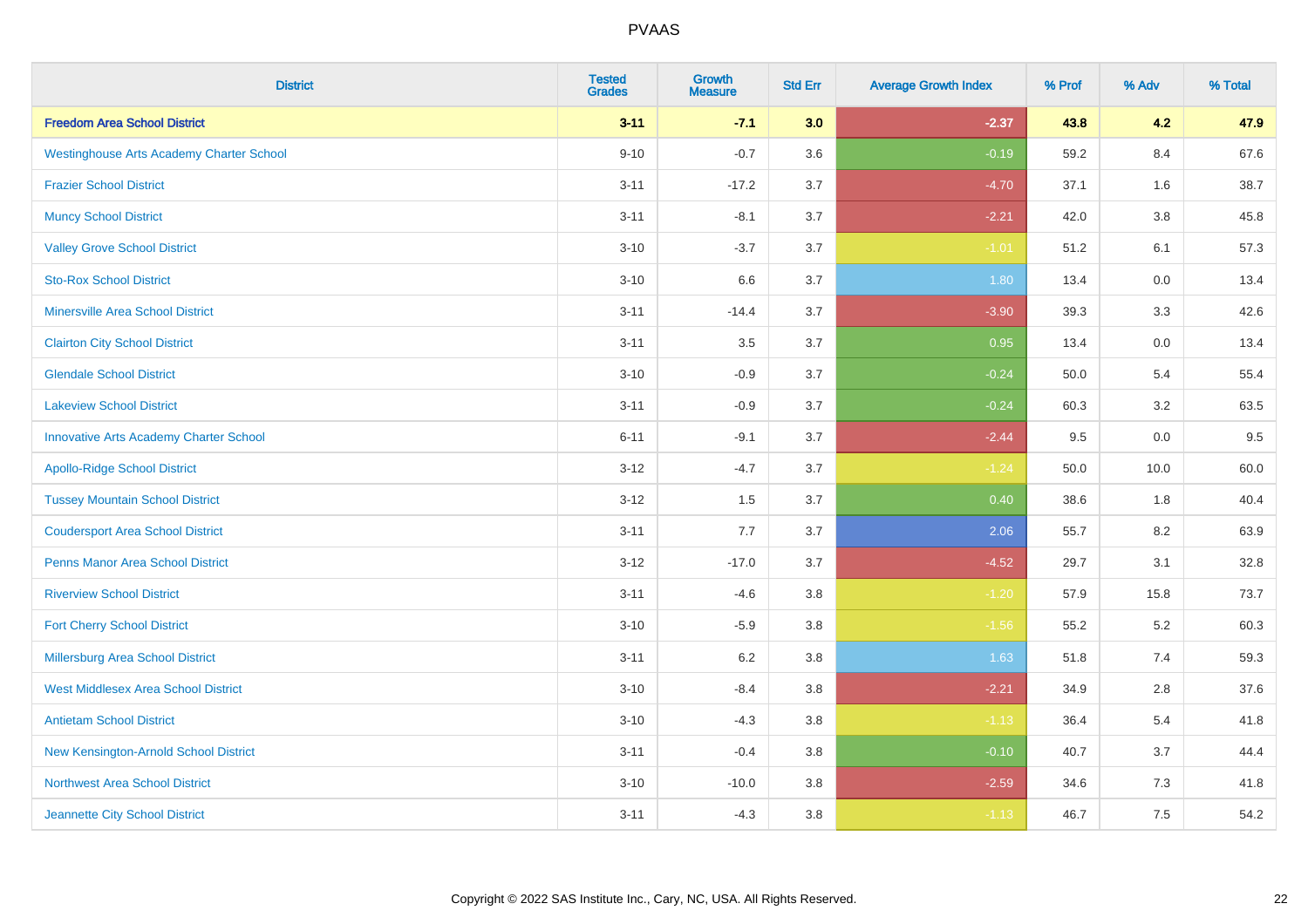| District | Tested Grades | Growth Measure | Std Err | Average Growth Index | % Prof | % Adv | % Total |
|---|---|---|---|---|---|---|---|
| **Freedom Area School District** | **3-11** | **-7.1** | **3.0** | **-2.37** | **43.8** | **4.2** | **47.9** |
| Westinghouse Arts Academy Charter School | 9-10 | -0.7 | 3.6 | -0.19 | 59.2 | 8.4 | 67.6 |
| Frazier School District | 3-11 | -17.2 | 3.7 | -4.70 | 37.1 | 1.6 | 38.7 |
| Muncy School District | 3-11 | -8.1 | 3.7 | -2.21 | 42.0 | 3.8 | 45.8 |
| Valley Grove School District | 3-10 | -3.7 | 3.7 | -1.01 | 51.2 | 6.1 | 57.3 |
| Sto-Rox School District | 3-10 | 6.6 | 3.7 | 1.80 | 13.4 | 0.0 | 13.4 |
| Minersville Area School District | 3-11 | -14.4 | 3.7 | -3.90 | 39.3 | 3.3 | 42.6 |
| Clairton City School District | 3-11 | 3.5 | 3.7 | 0.95 | 13.4 | 0.0 | 13.4 |
| Glendale School District | 3-10 | -0.9 | 3.7 | -0.24 | 50.0 | 5.4 | 55.4 |
| Lakeview School District | 3-11 | -0.9 | 3.7 | -0.24 | 60.3 | 3.2 | 63.5 |
| Innovative Arts Academy Charter School | 6-11 | -9.1 | 3.7 | -2.44 | 9.5 | 0.0 | 9.5 |
| Apollo-Ridge School District | 3-12 | -4.7 | 3.7 | -1.24 | 50.0 | 10.0 | 60.0 |
| Tussey Mountain School District | 3-12 | 1.5 | 3.7 | 0.40 | 38.6 | 1.8 | 40.4 |
| Coudersport Area School District | 3-11 | 7.7 | 3.7 | 2.06 | 55.7 | 8.2 | 63.9 |
| Penns Manor Area School District | 3-12 | -17.0 | 3.7 | -4.52 | 29.7 | 3.1 | 32.8 |
| Riverview School District | 3-11 | -4.6 | 3.8 | -1.20 | 57.9 | 15.8 | 73.7 |
| Fort Cherry School District | 3-10 | -5.9 | 3.8 | -1.56 | 55.2 | 5.2 | 60.3 |
| Millersburg Area School District | 3-11 | 6.2 | 3.8 | 1.63 | 51.8 | 7.4 | 59.3 |
| West Middlesex Area School District | 3-10 | -8.4 | 3.8 | -2.21 | 34.9 | 2.8 | 37.6 |
| Antietam School District | 3-10 | -4.3 | 3.8 | -1.13 | 36.4 | 5.4 | 41.8 |
| New Kensington-Arnold School District | 3-11 | -0.4 | 3.8 | -0.10 | 40.7 | 3.7 | 44.4 |
| Northwest Area School District | 3-10 | -10.0 | 3.8 | -2.59 | 34.6 | 7.3 | 41.8 |
| Jeannette City School District | 3-11 | -4.3 | 3.8 | -1.13 | 46.7 | 7.5 | 54.2 |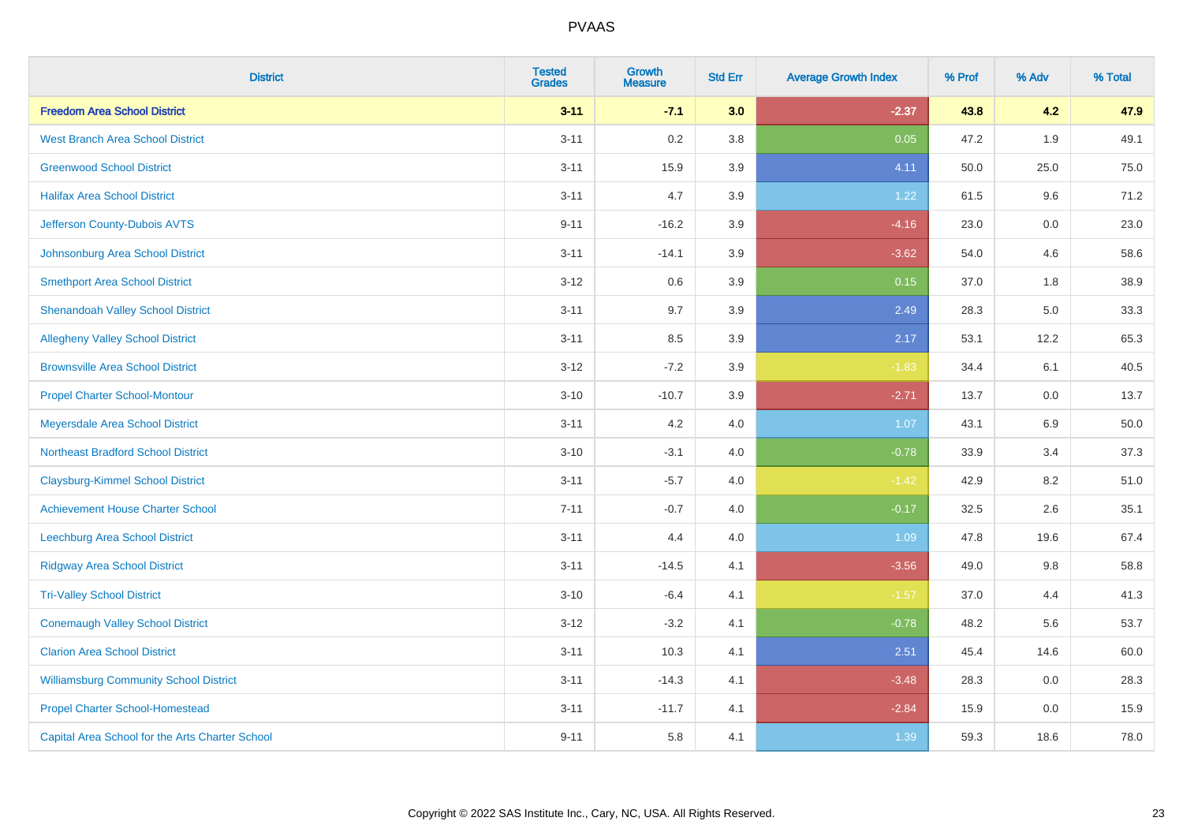# PVAAS

| District | Tested Grades | Growth Measure | Std Err | Average Growth Index | % Prof | % Adv | % Total |
|---|---|---|---|---|---|---|---|
| **Freedom Area School District** | **3-11** | **-7.1** | **3.0** | **-2.37** | **43.8** | **4.2** | **47.9** |
| West Branch Area School District | 3-11 | 0.2 | 3.8 | 0.05 | 47.2 | 1.9 | 49.1 |
| Greenwood School District | 3-11 | 15.9 | 3.9 | 4.11 | 50.0 | 25.0 | 75.0 |
| Halifax Area School District | 3-11 | 4.7 | 3.9 | 1.22 | 61.5 | 9.6 | 71.2 |
| Jefferson County-Dubois AVTS | 9-11 | -16.2 | 3.9 | -4.16 | 23.0 | 0.0 | 23.0 |
| Johnsonburg Area School District | 3-11 | -14.1 | 3.9 | -3.62 | 54.0 | 4.6 | 58.6 |
| Smethport Area School District | 3-12 | 0.6 | 3.9 | 0.15 | 37.0 | 1.8 | 38.9 |
| Shenandoah Valley School District | 3-11 | 9.7 | 3.9 | 2.49 | 28.3 | 5.0 | 33.3 |
| Allegheny Valley School District | 3-11 | 8.5 | 3.9 | 2.17 | 53.1 | 12.2 | 65.3 |
| Brownsville Area School District | 3-12 | -7.2 | 3.9 | -1.83 | 34.4 | 6.1 | 40.5 |
| Propel Charter School-Montour | 3-10 | -10.7 | 3.9 | -2.71 | 13.7 | 0.0 | 13.7 |
| Meyersdale Area School District | 3-11 | 4.2 | 4.0 | 1.07 | 43.1 | 6.9 | 50.0 |
| Northeast Bradford School District | 3-10 | -3.1 | 4.0 | -0.78 | 33.9 | 3.4 | 37.3 |
| Claysburg-Kimmel School District | 3-11 | -5.7 | 4.0 | -1.42 | 42.9 | 8.2 | 51.0 |
| Achievement House Charter School | 7-11 | -0.7 | 4.0 | -0.17 | 32.5 | 2.6 | 35.1 |
| Leechburg Area School District | 3-11 | 4.4 | 4.0 | 1.09 | 47.8 | 19.6 | 67.4 |
| Ridgway Area School District | 3-11 | -14.5 | 4.1 | -3.56 | 49.0 | 9.8 | 58.8 |
| Tri-Valley School District | 3-10 | -6.4 | 4.1 | -1.57 | 37.0 | 4.4 | 41.3 |
| Conemaugh Valley School District | 3-12 | -3.2 | 4.1 | -0.78 | 48.2 | 5.6 | 53.7 |
| Clarion Area School District | 3-11 | 10.3 | 4.1 | 2.51 | 45.4 | 14.6 | 60.0 |
| Williamsburg Community School District | 3-11 | -14.3 | 4.1 | -3.48 | 28.3 | 0.0 | 28.3 |
| Propel Charter School-Homestead | 3-11 | -11.7 | 4.1 | -2.84 | 15.9 | 0.0 | 15.9 |
| Capital Area School for the Arts Charter School | 9-11 | 5.8 | 4.1 | 1.39 | 59.3 | 18.6 | 78.0 |

Copyright © 2022 SAS Institute Inc., Cary, NC, USA. All Rights Reserved.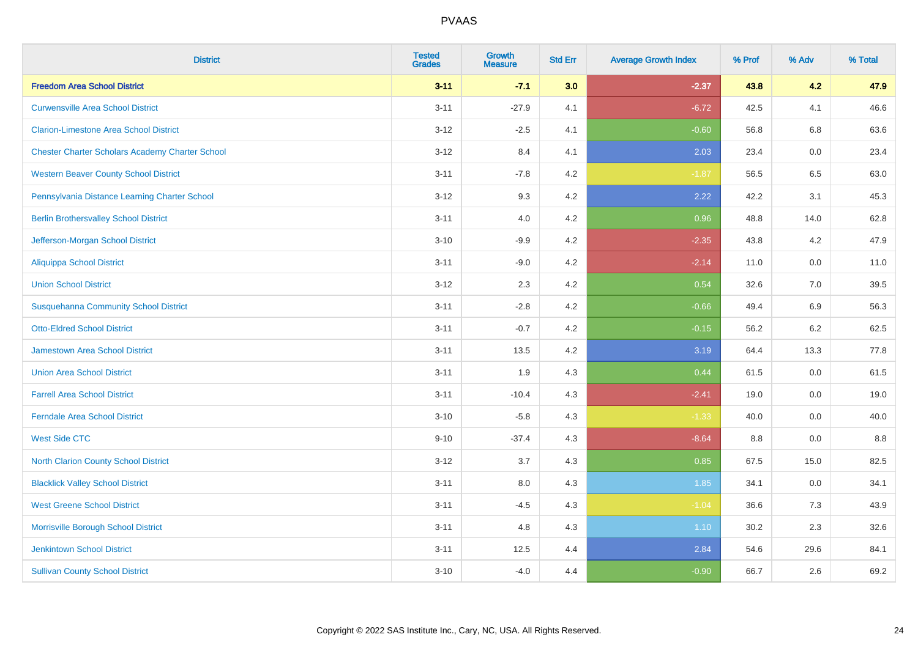PVAAS

| District | Tested Grades | Growth Measure | Std Err | Average Growth Index | % Prof | % Adv | % Total |
|---|---|---|---|---|---|---|---|
| **Freedom Area School District** | **3-11** | **-7.1** | **3.0** | **-2.37** | **43.8** | **4.2** | **47.9** |
| Curwensville Area School District | 3-11 | -27.9 | 4.1 | -6.72 | 42.5 | 4.1 | 46.6 |
| Clarion-Limestone Area School District | 3-12 | -2.5 | 4.1 | -0.60 | 56.8 | 6.8 | 63.6 |
| Chester Charter Scholars Academy Charter School | 3-12 | 8.4 | 4.1 | 2.03 | 23.4 | 0.0 | 23.4 |
| Western Beaver County School District | 3-11 | -7.8 | 4.2 | -1.87 | 56.5 | 6.5 | 63.0 |
| Pennsylvania Distance Learning Charter School | 3-12 | 9.3 | 4.2 | 2.22 | 42.2 | 3.1 | 45.3 |
| Berlin Brothersvalley School District | 3-11 | 4.0 | 4.2 | 0.96 | 48.8 | 14.0 | 62.8 |
| Jefferson-Morgan School District | 3-10 | -9.9 | 4.2 | -2.35 | 43.8 | 4.2 | 47.9 |
| Aliquippa School District | 3-11 | -9.0 | 4.2 | -2.14 | 11.0 | 0.0 | 11.0 |
| Union School District | 3-12 | 2.3 | 4.2 | 0.54 | 32.6 | 7.0 | 39.5 |
| Susquehanna Community School District | 3-11 | -2.8 | 4.2 | -0.66 | 49.4 | 6.9 | 56.3 |
| Otto-Eldred School District | 3-11 | -0.7 | 4.2 | -0.15 | 56.2 | 6.2 | 62.5 |
| Jamestown Area School District | 3-11 | 13.5 | 4.2 | 3.19 | 64.4 | 13.3 | 77.8 |
| Union Area School District | 3-11 | 1.9 | 4.3 | 0.44 | 61.5 | 0.0 | 61.5 |
| Farrell Area School District | 3-11 | -10.4 | 4.3 | -2.41 | 19.0 | 0.0 | 19.0 |
| Ferndale Area School District | 3-10 | -5.8 | 4.3 | -1.33 | 40.0 | 0.0 | 40.0 |
| West Side CTC | 9-10 | -37.4 | 4.3 | -8.64 | 8.8 | 0.0 | 8.8 |
| North Clarion County School District | 3-12 | 3.7 | 4.3 | 0.85 | 67.5 | 15.0 | 82.5 |
| Blacklick Valley School District | 3-11 | 8.0 | 4.3 | 1.85 | 34.1 | 0.0 | 34.1 |
| West Greene School District | 3-11 | -4.5 | 4.3 | -1.04 | 36.6 | 7.3 | 43.9 |
| Morrisville Borough School District | 3-11 | 4.8 | 4.3 | 1.10 | 30.2 | 2.3 | 32.6 |
| Jenkintown School District | 3-11 | 12.5 | 4.4 | 2.84 | 54.6 | 29.6 | 84.1 |
| Sullivan County School District | 3-10 | -4.0 | 4.4 | -0.90 | 66.7 | 2.6 | 69.2 |

Copyright © 2022 SAS Institute Inc., Cary, NC, USA. All Rights Reserved.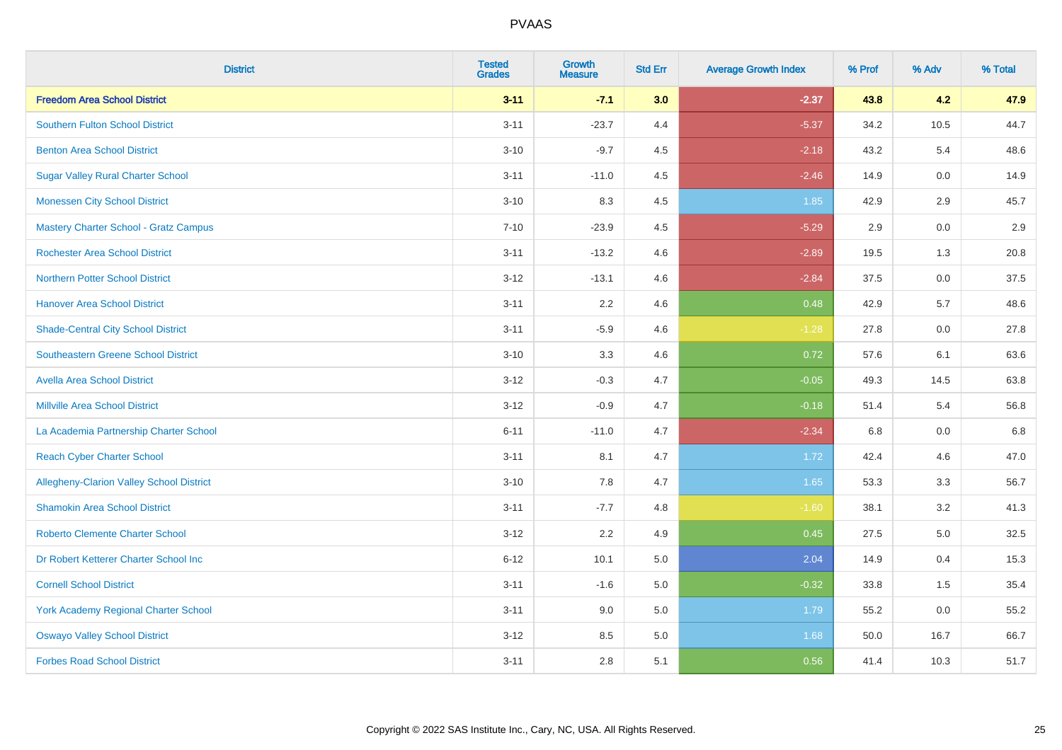| District | Tested Grades | Growth Measure | Std Err | Average Growth Index | % Prof | % Adv | % Total |
|---|---|---|---|---|---|---|---|
| **Freedom Area School District** | **3-11** | **-7.1** | **3.0** | **-2.37** | **43.8** | **4.2** | **47.9** |
| Southern Fulton School District | 3-11 | -23.7 | 4.4 | -5.37 | 34.2 | 10.5 | 44.7 |
| Benton Area School District | 3-10 | -9.7 | 4.5 | -2.18 | 43.2 | 5.4 | 48.6 |
| Sugar Valley Rural Charter School | 3-11 | -11.0 | 4.5 | -2.46 | 14.9 | 0.0 | 14.9 |
| Monessen City School District | 3-10 | 8.3 | 4.5 | 1.85 | 42.9 | 2.9 | 45.7 |
| Mastery Charter School - Gratz Campus | 7-10 | -23.9 | 4.5 | -5.29 | 2.9 | 0.0 | 2.9 |
| Rochester Area School District | 3-11 | -13.2 | 4.6 | -2.89 | 19.5 | 1.3 | 20.8 |
| Northern Potter School District | 3-12 | -13.1 | 4.6 | -2.84 | 37.5 | 0.0 | 37.5 |
| Hanover Area School District | 3-11 | 2.2 | 4.6 | 0.48 | 42.9 | 5.7 | 48.6 |
| Shade-Central City School District | 3-11 | -5.9 | 4.6 | -1.28 | 27.8 | 0.0 | 27.8 |
| Southeastern Greene School District | 3-10 | 3.3 | 4.6 | 0.72 | 57.6 | 6.1 | 63.6 |
| Avella Area School District | 3-12 | -0.3 | 4.7 | -0.05 | 49.3 | 14.5 | 63.8 |
| Millville Area School District | 3-12 | -0.9 | 4.7 | -0.18 | 51.4 | 5.4 | 56.8 |
| La Academia Partnership Charter School | 6-11 | -11.0 | 4.7 | -2.34 | 6.8 | 0.0 | 6.8 |
| Reach Cyber Charter School | 3-11 | 8.1 | 4.7 | 1.72 | 42.4 | 4.6 | 47.0 |
| Allegheny-Clarion Valley School District | 3-10 | 7.8 | 4.7 | 1.65 | 53.3 | 3.3 | 56.7 |
| Shamokin Area School District | 3-11 | -7.7 | 4.8 | -1.60 | 38.1 | 3.2 | 41.3 |
| Roberto Clemente Charter School | 3-12 | 2.2 | 4.9 | 0.45 | 27.5 | 5.0 | 32.5 |
| Dr Robert Ketterer Charter School Inc | 6-12 | 10.1 | 5.0 | 2.04 | 14.9 | 0.4 | 15.3 |
| Cornell School District | 3-11 | -1.6 | 5.0 | -0.32 | 33.8 | 1.5 | 35.4 |
| York Academy Regional Charter School | 3-11 | 9.0 | 5.0 | 1.79 | 55.2 | 0.0 | 55.2 |
| Oswayo Valley School District | 3-12 | 8.5 | 5.0 | 1.68 | 50.0 | 16.7 | 66.7 |
| Forbes Road School District | 3-11 | 2.8 | 5.1 | 0.56 | 41.4 | 10.3 | 51.7 |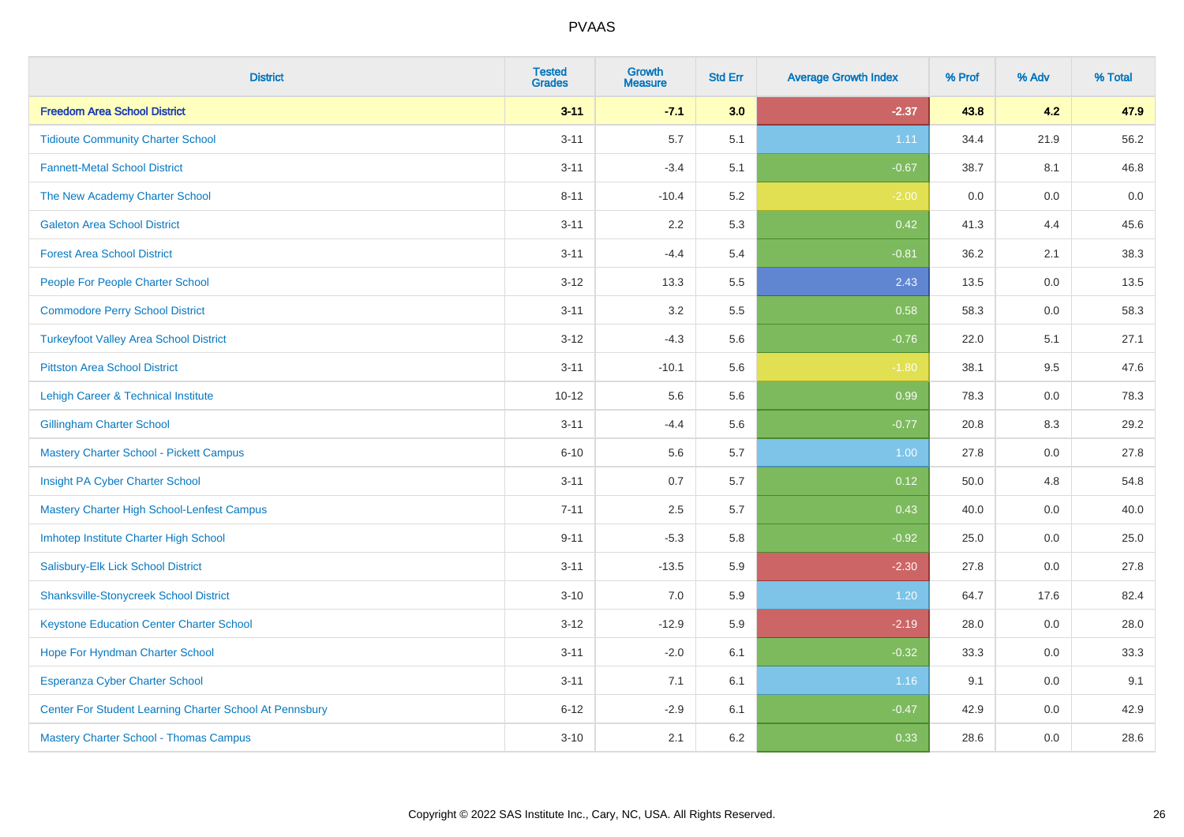| District | Tested Grades | Growth Measure | Std Err | Average Growth Index | % Prof | % Adv | % Total |
|---|---|---|---|---|---|---|---|
| **Freedom Area School District** | **3-11** | **-7.1** | **3.0** | **-2.37** | **43.8** | **4.2** | **47.9** |
| Tidioute Community Charter School | 3-11 | 5.7 | 5.1 | 1.11 | 34.4 | 21.9 | 56.2 |
| Fannett-Metal School District | 3-11 | -3.4 | 5.1 | -0.67 | 38.7 | 8.1 | 46.8 |
| The New Academy Charter School | 8-11 | -10.4 | 5.2 | -2.00 | 0.0 | 0.0 | 0.0 |
| Galeton Area School District | 3-11 | 2.2 | 5.3 | 0.42 | 41.3 | 4.4 | 45.6 |
| Forest Area School District | 3-11 | -4.4 | 5.4 | -0.81 | 36.2 | 2.1 | 38.3 |
| People For People Charter School | 3-12 | 13.3 | 5.5 | 2.43 | 13.5 | 0.0 | 13.5 |
| Commodore Perry School District | 3-11 | 3.2 | 5.5 | 0.58 | 58.3 | 0.0 | 58.3 |
| Turkeyfoot Valley Area School District | 3-12 | -4.3 | 5.6 | -0.76 | 22.0 | 5.1 | 27.1 |
| Pittston Area School District | 3-11 | -10.1 | 5.6 | -1.80 | 38.1 | 9.5 | 47.6 |
| Lehigh Career & Technical Institute | 10-12 | 5.6 | 5.6 | 0.99 | 78.3 | 0.0 | 78.3 |
| Gillingham Charter School | 3-11 | -4.4 | 5.6 | -0.77 | 20.8 | 8.3 | 29.2 |
| Mastery Charter School - Pickett Campus | 6-10 | 5.6 | 5.7 | 1.00 | 27.8 | 0.0 | 27.8 |
| Insight PA Cyber Charter School | 3-11 | 0.7 | 5.7 | 0.12 | 50.0 | 4.8 | 54.8 |
| Mastery Charter High School-Lenfest Campus | 7-11 | 2.5 | 5.7 | 0.43 | 40.0 | 0.0 | 40.0 |
| Imhotep Institute Charter High School | 9-11 | -5.3 | 5.8 | -0.92 | 25.0 | 0.0 | 25.0 |
| Salisbury-Elk Lick School District | 3-11 | -13.5 | 5.9 | -2.30 | 27.8 | 0.0 | 27.8 |
| Shanksville-Stonycreek School District | 3-10 | 7.0 | 5.9 | 1.20 | 64.7 | 17.6 | 82.4 |
| Keystone Education Center Charter School | 3-12 | -12.9 | 5.9 | -2.19 | 28.0 | 0.0 | 28.0 |
| Hope For Hyndman Charter School | 3-11 | -2.0 | 6.1 | -0.32 | 33.3 | 0.0 | 33.3 |
| Esperanza Cyber Charter School | 3-11 | 7.1 | 6.1 | 1.16 | 9.1 | 0.0 | 9.1 |
| Center For Student Learning Charter School At Pennsbury | 6-12 | -2.9 | 6.1 | -0.47 | 42.9 | 0.0 | 42.9 |
| Mastery Charter School - Thomas Campus | 3-10 | 2.1 | 6.2 | 0.33 | 28.6 | 0.0 | 28.6 |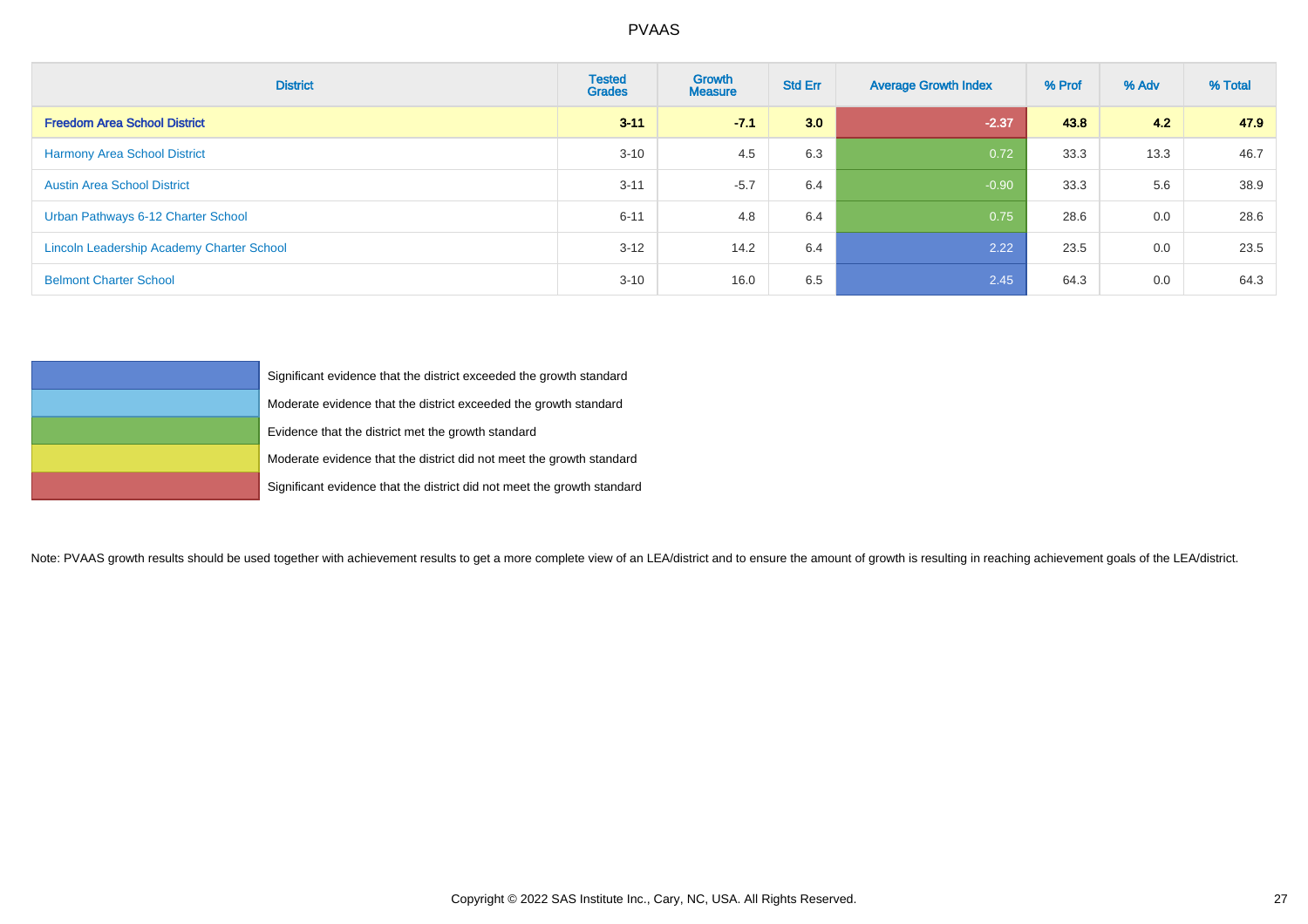# PVAAS

| District | Tested Grades | Growth Measure | Std Err | Average Growth Index | % Prof | % Adv | % Total |
|---|---|---|---|---|---|---|---|
| **Freedom Area School District** | **3-11** | **-7.1** | **3.0** | **-2.37** | **43.8** | **4.2** | **47.9** |
| Harmony Area School District | 3-10 | 4.5 | 6.3 | 0.72 | 33.3 | 13.3 | 46.7 |
| Austin Area School District | 3-11 | -5.7 | 6.4 | -0.90 | 33.3 | 5.6 | 38.9 |
| Urban Pathways 6-12 Charter School | 6-11 | 4.8 | 6.4 | 0.75 | 28.6 | 0.0 | 28.6 |
| Lincoln Leadership Academy Charter School | 3-12 | 14.2 | 6.4 | 2.22 | 23.5 | 0.0 | 23.5 |
| Belmont Charter School | 3-10 | 16.0 | 6.5 | 2.45 | 64.3 | 0.0 | 64.3 |

- Significant evidence that the district exceeded the growth standard
- Moderate evidence that the district exceeded the growth standard
- Evidence that the district met the growth standard
- Moderate evidence that the district did not meet the growth standard
- Significant evidence that the district did not meet the growth standard

Note: PVAAS growth results should be used together with achievement results to get a more complete view of an LEA/district and to ensure the amount of growth is resulting in reaching achievement goals of the LEA/district.

Copyright © 2022 SAS Institute Inc., Cary, NC, USA. All Rights Reserved.